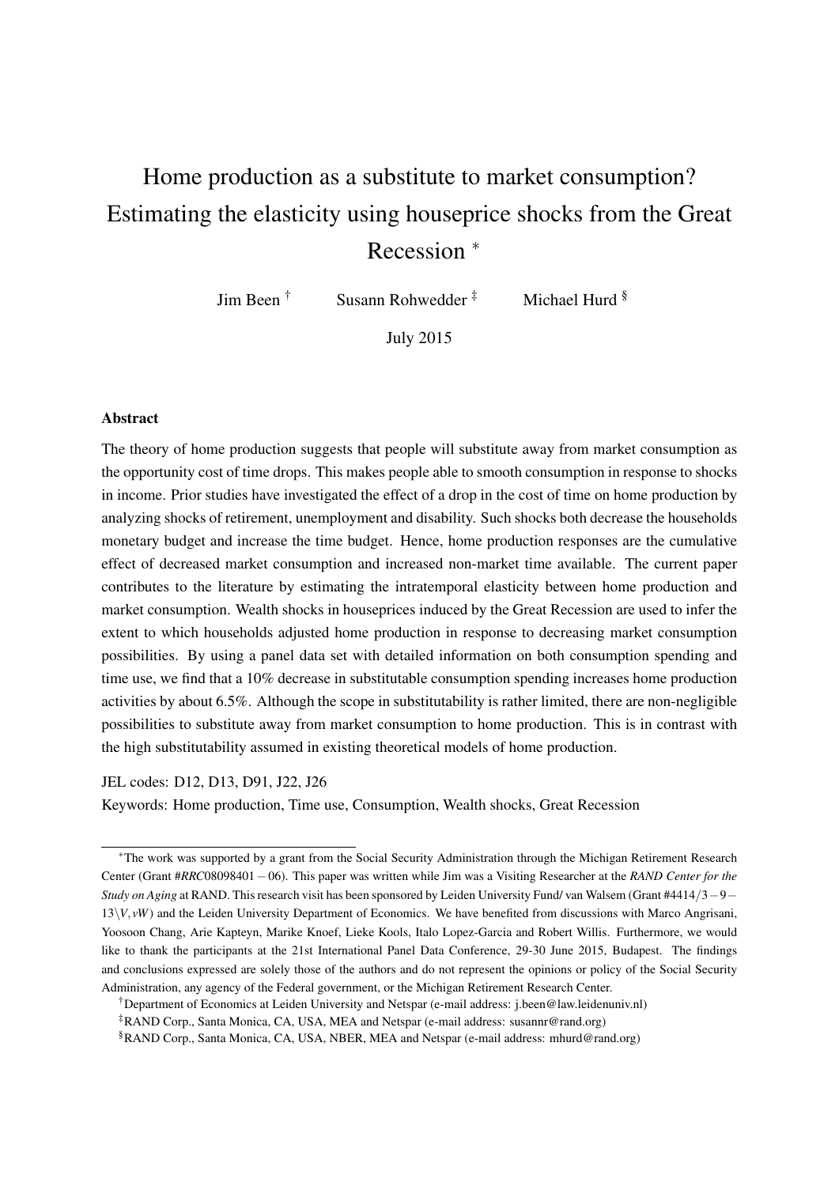# Home production as a substitute to market consumption? Estimating the elasticity using houseprice shocks from the Great Recession [*]

Jim Been [†] Susann Rohwedder [‡] Michael Hurd [§]

July 2015

### Abstract

The theory of home production suggests that people will substitute away from market consumption as the opportunity cost of time drops. This makes people able to smooth consumption in response to shocks in income. Prior studies have investigated the effect of a drop in the cost of time on home production by analyzing shocks of retirement, unemployment and disability. Such shocks both decrease the households monetary budget and increase the time budget. Hence, home production responses are the cumulative effect of decreased market consumption and increased non-market time available. The current paper contributes to the literature by estimating the intratemporal elasticity between home production and market consumption. Wealth shocks in houseprices induced by the Great Recession are used to infer the extent to which households adjusted home production in response to decreasing market consumption possibilities. By using a panel data set with detailed information on both consumption spending and time use, we find that a 10% decrease in substitutable consumption spending increases home production activities by about 6.5%. Although the scope in substitutability is rather limited, there are non-negligible possibilities to substitute away from market consumption to home production. This is in contrast with the high substitutability assumed in existing theoretical models of home production.

JEL codes: D12, D13, D91, J22, J26

Keywords: Home production, Time use, Consumption, Wealth shocks, Great Recession

---

[*] The work was supported by a grant from the Social Security Administration through the Michigan Retirement Research Center (Grant #*RRC*08098401 − 06). This paper was written while Jim was a Visiting Researcher at the *RAND Center for the Study on Aging* at RAND. This research visit has been sponsored by Leiden University Fund/ van Walsem (Grant #4414/3 − 9 − 13\*V*, *vW*) and the Leiden University Department of Economics. We have benefited from discussions with Marco Angrisani, Yoosoon Chang, Arie Kapteyn, Marike Knoef, Lieke Kools, Italo Lopez-Garcia and Robert Willis. Furthermore, we would like to thank the participants at the 21st International Panel Data Conference, 29-30 June 2015, Budapest. The findings and conclusions expressed are solely those of the authors and do not represent the opinions or policy of the Social Security Administration, any agency of the Federal government, or the Michigan Retirement Research Center.

[†] Department of Economics at Leiden University and Netspar (e-mail address: j.been@law.leidenuniv.nl)

[‡] RAND Corp., Santa Monica, CA, USA, MEA and Netspar (e-mail address: susannr@rand.org)

[§] RAND Corp., Santa Monica, CA, USA, NBER, MEA and Netspar (e-mail address: mhurd@rand.org)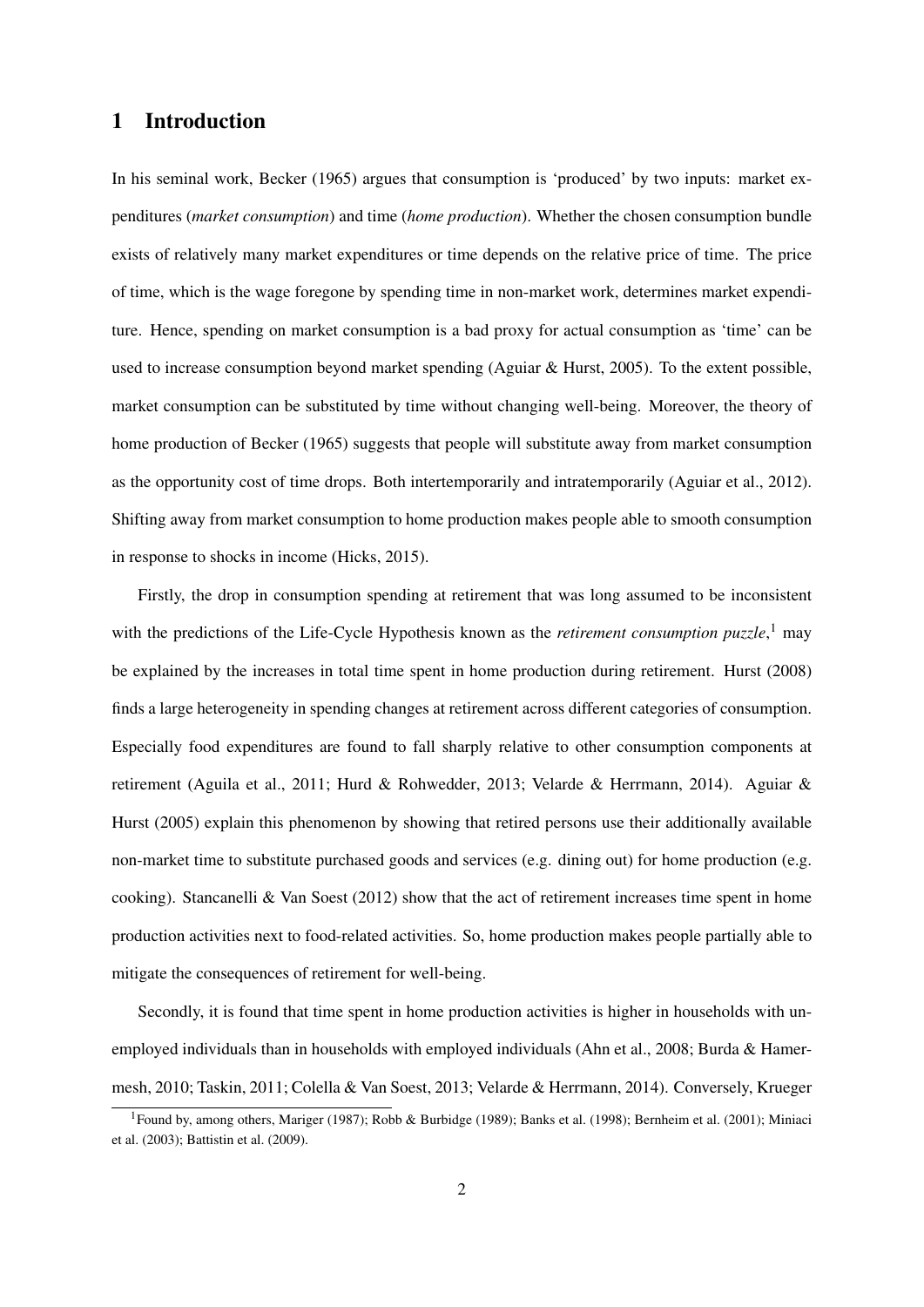## 1 Introduction

In his seminal work, Becker (1965) argues that consumption is 'produced' by two inputs: market expenditures (*market consumption*) and time (*home production*). Whether the chosen consumption bundle exists of relatively many market expenditures or time depends on the relative price of time. The price of time, which is the wage foregone by spending time in non-market work, determines market expenditure. Hence, spending on market consumption is a bad proxy for actual consumption as 'time' can be used to increase consumption beyond market spending (Aguiar & Hurst, 2005). To the extent possible, market consumption can be substituted by time without changing well-being. Moreover, the theory of home production of Becker (1965) suggests that people will substitute away from market consumption as the opportunity cost of time drops. Both intertemporarily and intratemporarily (Aguiar et al., 2012). Shifting away from market consumption to home production makes people able to smooth consumption in response to shocks in income (Hicks, 2015).

Firstly, the drop in consumption spending at retirement that was long assumed to be inconsistent with the predictions of the Life-Cycle Hypothesis known as the *retirement consumption puzzle*,[1] may be explained by the increases in total time spent in home production during retirement. Hurst (2008) finds a large heterogeneity in spending changes at retirement across different categories of consumption. Especially food expenditures are found to fall sharply relative to other consumption components at retirement (Aguila et al., 2011; Hurd & Rohwedder, 2013; Velarde & Herrmann, 2014). Aguiar & Hurst (2005) explain this phenomenon by showing that retired persons use their additionally available non-market time to substitute purchased goods and services (e.g. dining out) for home production (e.g. cooking). Stancanelli & Van Soest (2012) show that the act of retirement increases time spent in home production activities next to food-related activities. So, home production makes people partially able to mitigate the consequences of retirement for well-being.

Secondly, it is found that time spent in home production activities is higher in households with unemployed individuals than in households with employed individuals (Ahn et al., 2008; Burda & Hamermesh, 2010; Taskin, 2011; Colella & Van Soest, 2013; Velarde & Herrmann, 2014). Conversely, Krueger

[1] Found by, among others, Mariger (1987); Robb & Burbidge (1989); Banks et al. (1998); Bernheim et al. (2001); Miniaci et al. (2003); Battistin et al. (2009).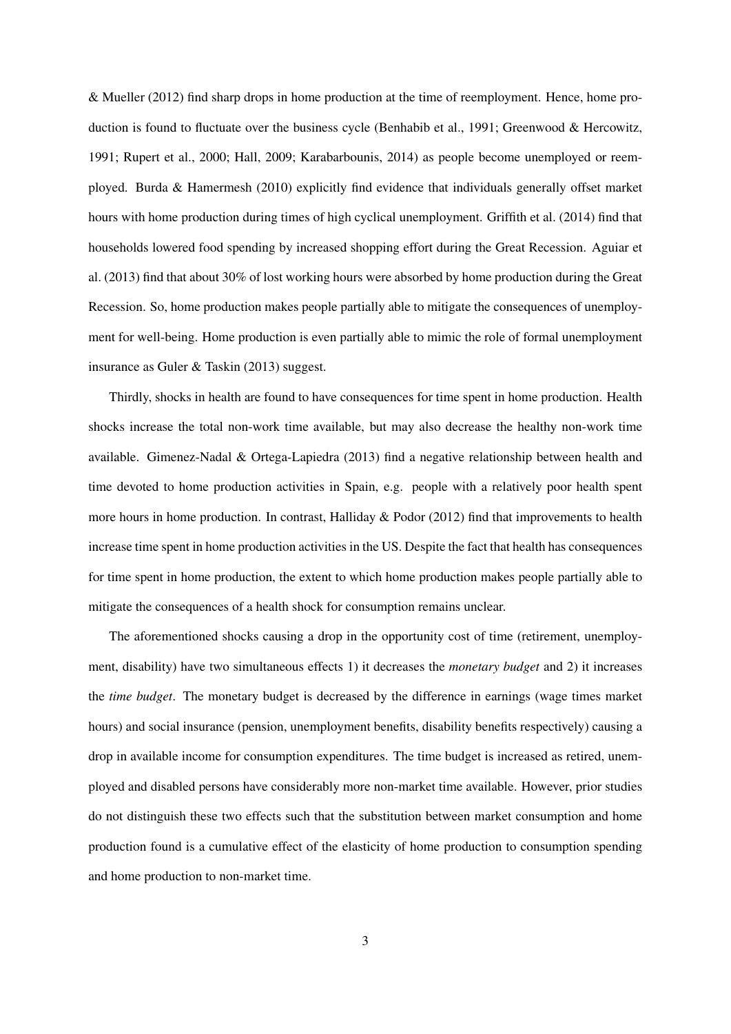& Mueller (2012) find sharp drops in home production at the time of reemployment. Hence, home production is found to fluctuate over the business cycle (Benhabib et al., 1991; Greenwood & Hercowitz, 1991; Rupert et al., 2000; Hall, 2009; Karabarbounis, 2014) as people become unemployed or reemployed. Burda & Hamermesh (2010) explicitly find evidence that individuals generally offset market hours with home production during times of high cyclical unemployment. Griffith et al. (2014) find that households lowered food spending by increased shopping effort during the Great Recession. Aguiar et al. (2013) find that about 30% of lost working hours were absorbed by home production during the Great Recession. So, home production makes people partially able to mitigate the consequences of unemployment for well-being. Home production is even partially able to mimic the role of formal unemployment insurance as Guler & Taskin (2013) suggest.

Thirdly, shocks in health are found to have consequences for time spent in home production. Health shocks increase the total non-work time available, but may also decrease the healthy non-work time available. Gimenez-Nadal & Ortega-Lapiedra (2013) find a negative relationship between health and time devoted to home production activities in Spain, e.g. people with a relatively poor health spent more hours in home production. In contrast, Halliday & Podor (2012) find that improvements to health increase time spent in home production activities in the US. Despite the fact that health has consequences for time spent in home production, the extent to which home production makes people partially able to mitigate the consequences of a health shock for consumption remains unclear.

The aforementioned shocks causing a drop in the opportunity cost of time (retirement, unemployment, disability) have two simultaneous effects 1) it decreases the *monetary budget* and 2) it increases the *time budget*. The monetary budget is decreased by the difference in earnings (wage times market hours) and social insurance (pension, unemployment benefits, disability benefits respectively) causing a drop in available income for consumption expenditures. The time budget is increased as retired, unemployed and disabled persons have considerably more non-market time available. However, prior studies do not distinguish these two effects such that the substitution between market consumption and home production found is a cumulative effect of the elasticity of home production to consumption spending and home production to non-market time.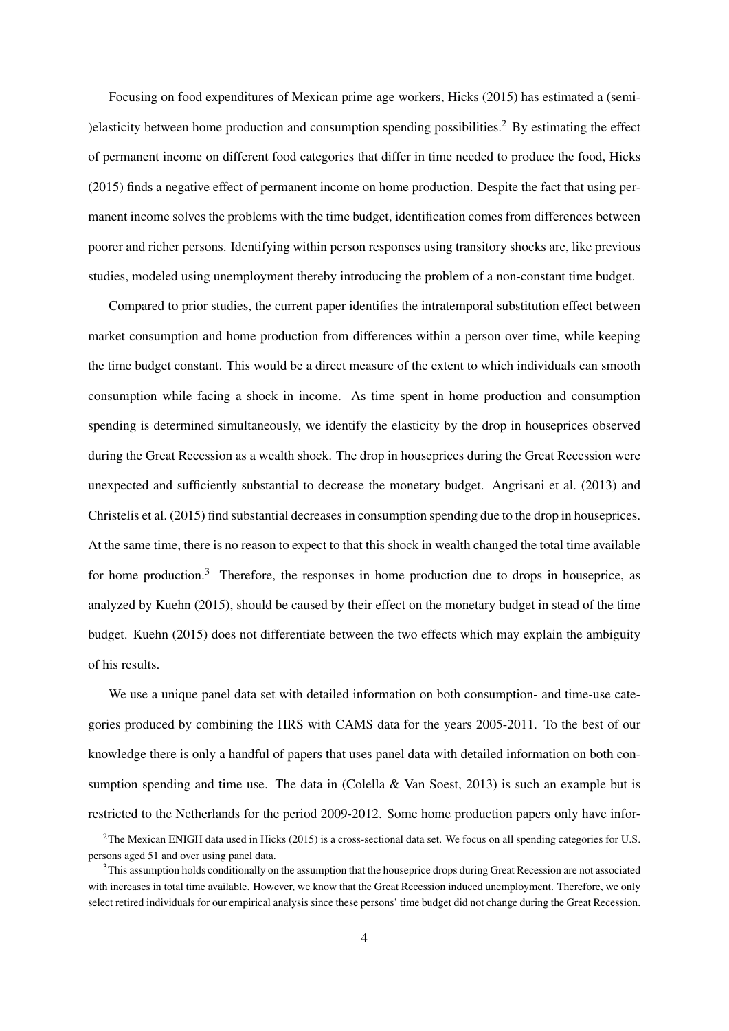Focusing on food expenditures of Mexican prime age workers, Hicks (2015) has estimated a (semi-)elasticity between home production and consumption spending possibilities.[2] By estimating the effect of permanent income on different food categories that differ in time needed to produce the food, Hicks (2015) finds a negative effect of permanent income on home production. Despite the fact that using permanent income solves the problems with the time budget, identification comes from differences between poorer and richer persons. Identifying within person responses using transitory shocks are, like previous studies, modeled using unemployment thereby introducing the problem of a non-constant time budget.

Compared to prior studies, the current paper identifies the intratemporal substitution effect between market consumption and home production from differences within a person over time, while keeping the time budget constant. This would be a direct measure of the extent to which individuals can smooth consumption while facing a shock in income. As time spent in home production and consumption spending is determined simultaneously, we identify the elasticity by the drop in houseprices observed during the Great Recession as a wealth shock. The drop in houseprices during the Great Recession were unexpected and sufficiently substantial to decrease the monetary budget. Angrisani et al. (2013) and Christelis et al. (2015) find substantial decreases in consumption spending due to the drop in houseprices. At the same time, there is no reason to expect to that this shock in wealth changed the total time available for home production.[3] Therefore, the responses in home production due to drops in houseprice, as analyzed by Kuehn (2015), should be caused by their effect on the monetary budget in stead of the time budget. Kuehn (2015) does not differentiate between the two effects which may explain the ambiguity of his results.

We use a unique panel data set with detailed information on both consumption- and time-use categories produced by combining the HRS with CAMS data for the years 2005-2011. To the best of our knowledge there is only a handful of papers that uses panel data with detailed information on both consumption spending and time use. The data in (Colella & Van Soest, 2013) is such an example but is restricted to the Netherlands for the period 2009-2012. Some home production papers only have infor-

[2] The Mexican ENIGH data used in Hicks (2015) is a cross-sectional data set. We focus on all spending categories for U.S. persons aged 51 and over using panel data.

[3] This assumption holds conditionally on the assumption that the houseprice drops during Great Recession are not associated with increases in total time available. However, we know that the Great Recession induced unemployment. Therefore, we only select retired individuals for our empirical analysis since these persons' time budget did not change during the Great Recession.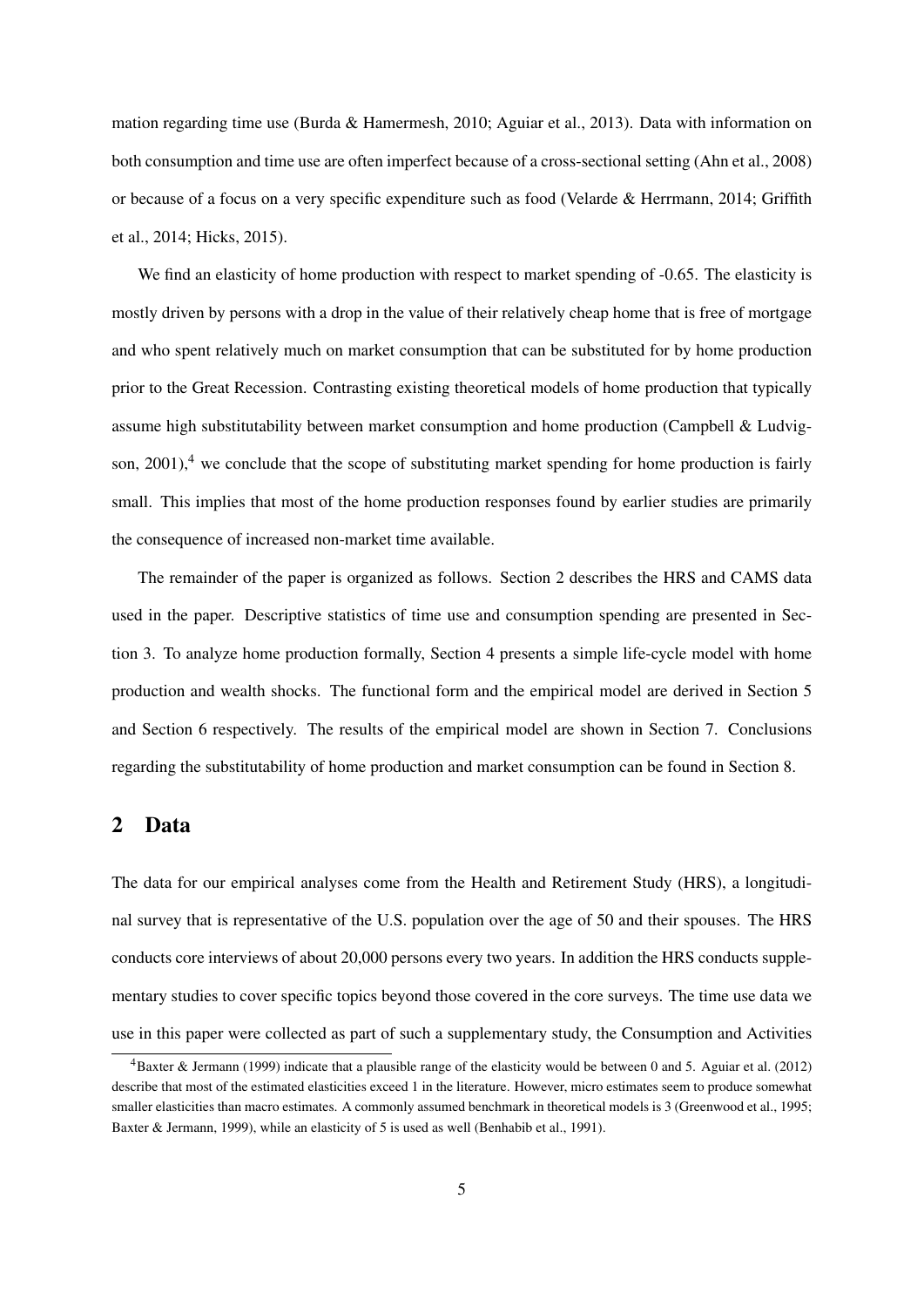mation regarding time use (Burda & Hamermesh, 2010; Aguiar et al., 2013). Data with information on both consumption and time use are often imperfect because of a cross-sectional setting (Ahn et al., 2008) or because of a focus on a very specific expenditure such as food (Velarde & Herrmann, 2014; Griffith et al., 2014; Hicks, 2015).

We find an elasticity of home production with respect to market spending of -0.65. The elasticity is mostly driven by persons with a drop in the value of their relatively cheap home that is free of mortgage and who spent relatively much on market consumption that can be substituted for by home production prior to the Great Recession. Contrasting existing theoretical models of home production that typically assume high substitutability between market consumption and home production (Campbell & Ludvigson, 2001),[4] we conclude that the scope of substituting market spending for home production is fairly small. This implies that most of the home production responses found by earlier studies are primarily the consequence of increased non-market time available.

The remainder of the paper is organized as follows. Section 2 describes the HRS and CAMS data used in the paper. Descriptive statistics of time use and consumption spending are presented in Section 3. To analyze home production formally, Section 4 presents a simple life-cycle model with home production and wealth shocks. The functional form and the empirical model are derived in Section 5 and Section 6 respectively. The results of the empirical model are shown in Section 7. Conclusions regarding the substitutability of home production and market consumption can be found in Section 8.

## 2 Data

The data for our empirical analyses come from the Health and Retirement Study (HRS), a longitudinal survey that is representative of the U.S. population over the age of 50 and their spouses. The HRS conducts core interviews of about 20,000 persons every two years. In addition the HRS conducts supplementary studies to cover specific topics beyond those covered in the core surveys. The time use data we use in this paper were collected as part of such a supplementary study, the Consumption and Activities

[4] Baxter & Jermann (1999) indicate that a plausible range of the elasticity would be between 0 and 5. Aguiar et al. (2012) describe that most of the estimated elasticities exceed 1 in the literature. However, micro estimates seem to produce somewhat smaller elasticities than macro estimates. A commonly assumed benchmark in theoretical models is 3 (Greenwood et al., 1995; Baxter & Jermann, 1999), while an elasticity of 5 is used as well (Benhabib et al., 1991).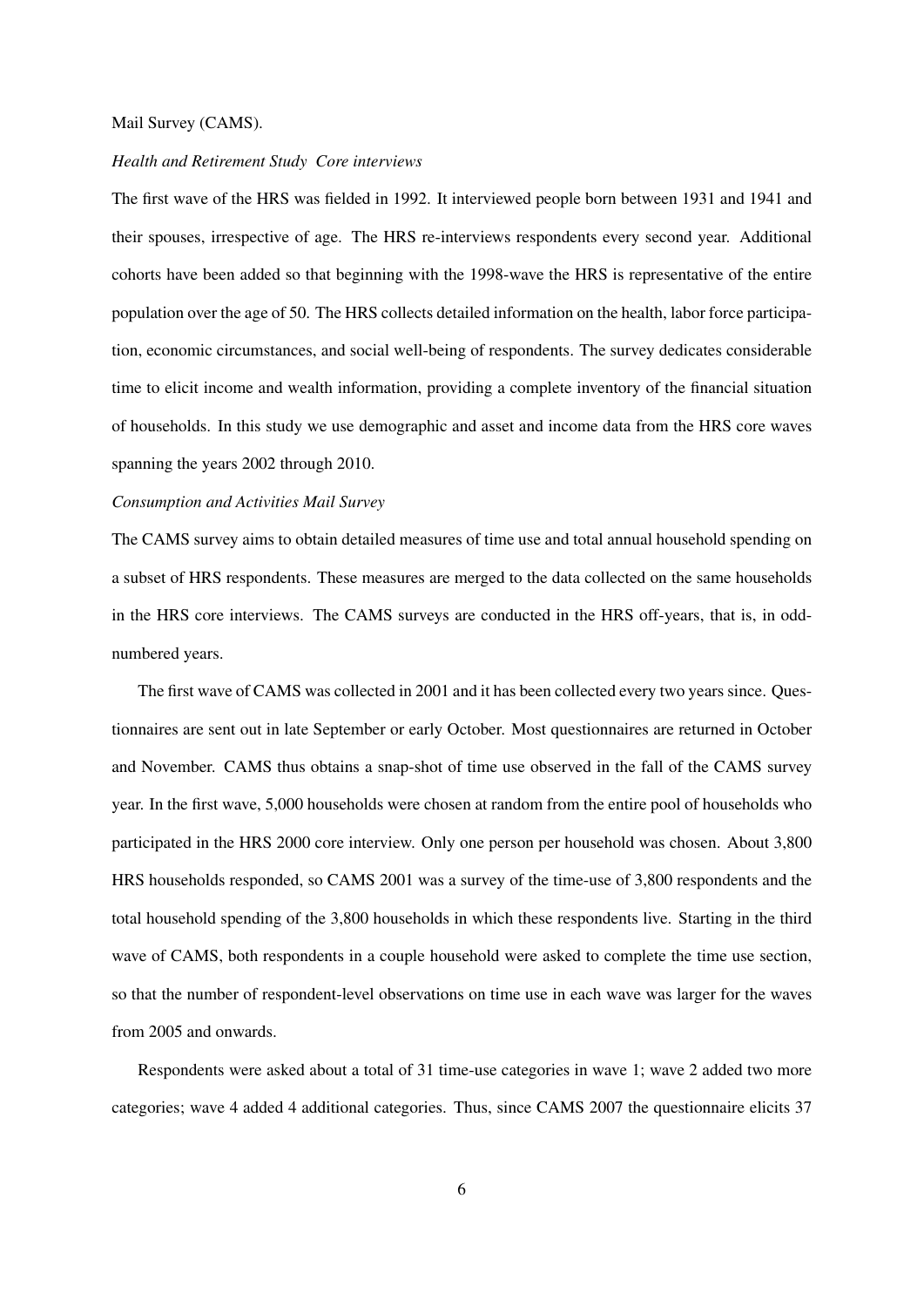Mail Survey (CAMS).

*Health and Retirement Study Core interviews*

The first wave of the HRS was fielded in 1992. It interviewed people born between 1931 and 1941 and their spouses, irrespective of age. The HRS re-interviews respondents every second year. Additional cohorts have been added so that beginning with the 1998-wave the HRS is representative of the entire population over the age of 50. The HRS collects detailed information on the health, labor force participation, economic circumstances, and social well-being of respondents. The survey dedicates considerable time to elicit income and wealth information, providing a complete inventory of the financial situation of households. In this study we use demographic and asset and income data from the HRS core waves spanning the years 2002 through 2010.

*Consumption and Activities Mail Survey*

The CAMS survey aims to obtain detailed measures of time use and total annual household spending on a subset of HRS respondents. These measures are merged to the data collected on the same households in the HRS core interviews. The CAMS surveys are conducted in the HRS off-years, that is, in odd-numbered years.

The first wave of CAMS was collected in 2001 and it has been collected every two years since. Questionnaires are sent out in late September or early October. Most questionnaires are returned in October and November. CAMS thus obtains a snap-shot of time use observed in the fall of the CAMS survey year. In the first wave, 5,000 households were chosen at random from the entire pool of households who participated in the HRS 2000 core interview. Only one person per household was chosen. About 3,800 HRS households responded, so CAMS 2001 was a survey of the time-use of 3,800 respondents and the total household spending of the 3,800 households in which these respondents live. Starting in the third wave of CAMS, both respondents in a couple household were asked to complete the time use section, so that the number of respondent-level observations on time use in each wave was larger for the waves from 2005 and onwards.

Respondents were asked about a total of 31 time-use categories in wave 1; wave 2 added two more categories; wave 4 added 4 additional categories. Thus, since CAMS 2007 the questionnaire elicits 37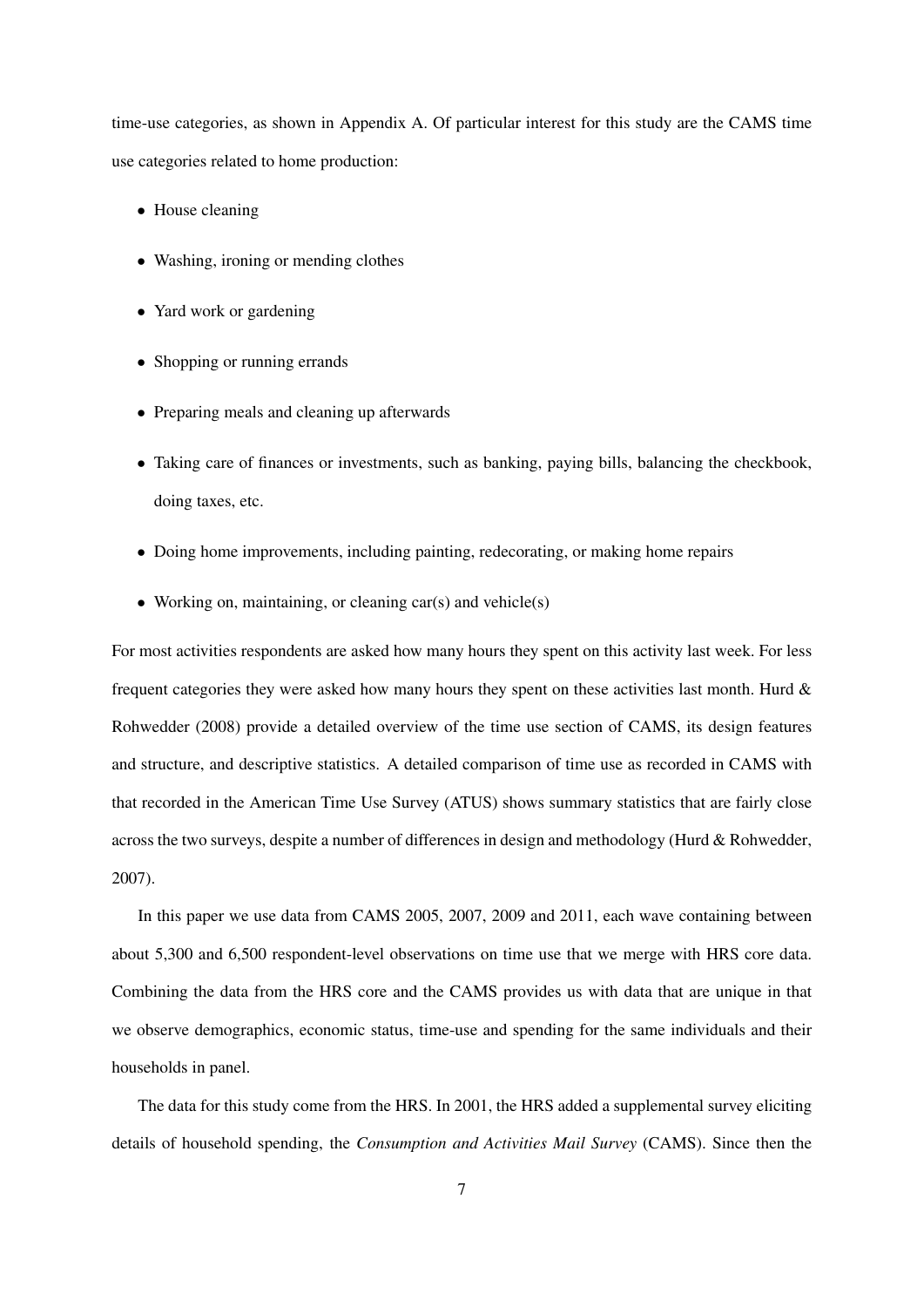time-use categories, as shown in Appendix A. Of particular interest for this study are the CAMS time use categories related to home production:

- House cleaning
- Washing, ironing or mending clothes
- Yard work or gardening
- Shopping or running errands
- Preparing meals and cleaning up afterwards
- Taking care of finances or investments, such as banking, paying bills, balancing the checkbook, doing taxes, etc.
- Doing home improvements, including painting, redecorating, or making home repairs
- Working on, maintaining, or cleaning car(s) and vehicle(s)

For most activities respondents are asked how many hours they spent on this activity last week. For less frequent categories they were asked how many hours they spent on these activities last month. Hurd & Rohwedder (2008) provide a detailed overview of the time use section of CAMS, its design features and structure, and descriptive statistics. A detailed comparison of time use as recorded in CAMS with that recorded in the American Time Use Survey (ATUS) shows summary statistics that are fairly close across the two surveys, despite a number of differences in design and methodology (Hurd & Rohwedder, 2007).

In this paper we use data from CAMS 2005, 2007, 2009 and 2011, each wave containing between about 5,300 and 6,500 respondent-level observations on time use that we merge with HRS core data. Combining the data from the HRS core and the CAMS provides us with data that are unique in that we observe demographics, economic status, time-use and spending for the same individuals and their households in panel.

The data for this study come from the HRS. In 2001, the HRS added a supplemental survey eliciting details of household spending, the *Consumption and Activities Mail Survey* (CAMS). Since then the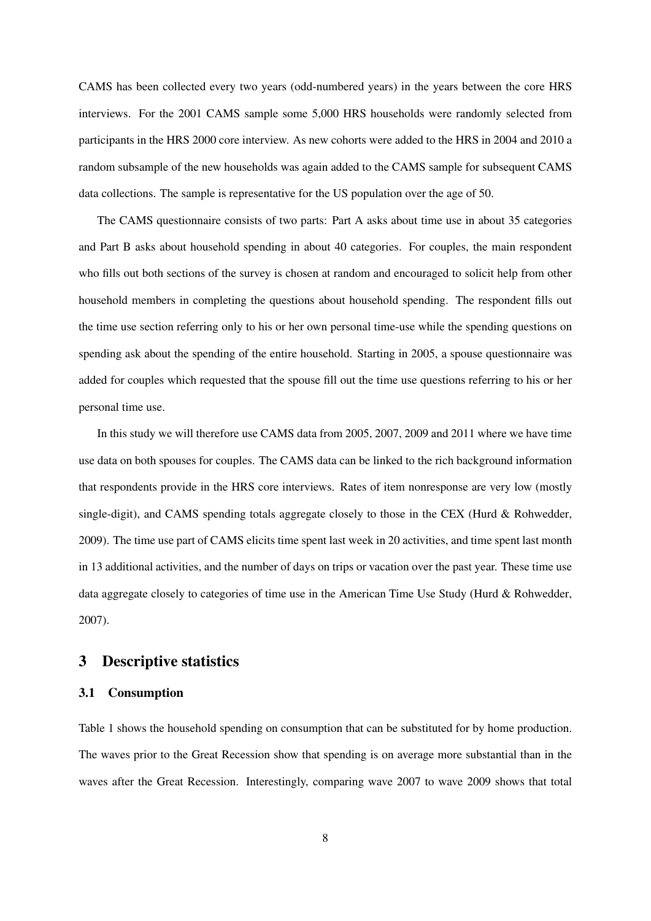CAMS has been collected every two years (odd-numbered years) in the years between the core HRS interviews. For the 2001 CAMS sample some 5,000 HRS households were randomly selected from participants in the HRS 2000 core interview. As new cohorts were added to the HRS in 2004 and 2010 a random subsample of the new households was again added to the CAMS sample for subsequent CAMS data collections. The sample is representative for the US population over the age of 50.

The CAMS questionnaire consists of two parts: Part A asks about time use in about 35 categories and Part B asks about household spending in about 40 categories. For couples, the main respondent who fills out both sections of the survey is chosen at random and encouraged to solicit help from other household members in completing the questions about household spending. The respondent fills out the time use section referring only to his or her own personal time-use while the spending questions on spending ask about the spending of the entire household. Starting in 2005, a spouse questionnaire was added for couples which requested that the spouse fill out the time use questions referring to his or her personal time use.

In this study we will therefore use CAMS data from 2005, 2007, 2009 and 2011 where we have time use data on both spouses for couples. The CAMS data can be linked to the rich background information that respondents provide in the HRS core interviews. Rates of item nonresponse are very low (mostly single-digit), and CAMS spending totals aggregate closely to those in the CEX (Hurd & Rohwedder, 2009). The time use part of CAMS elicits time spent last week in 20 activities, and time spent last month in 13 additional activities, and the number of days on trips or vacation over the past year. These time use data aggregate closely to categories of time use in the American Time Use Study (Hurd & Rohwedder, 2007).

# 3 Descriptive statistics

## 3.1 Consumption

Table 1 shows the household spending on consumption that can be substituted for by home production. The waves prior to the Great Recession show that spending is on average more substantial than in the waves after the Great Recession. Interestingly, comparing wave 2007 to wave 2009 shows that total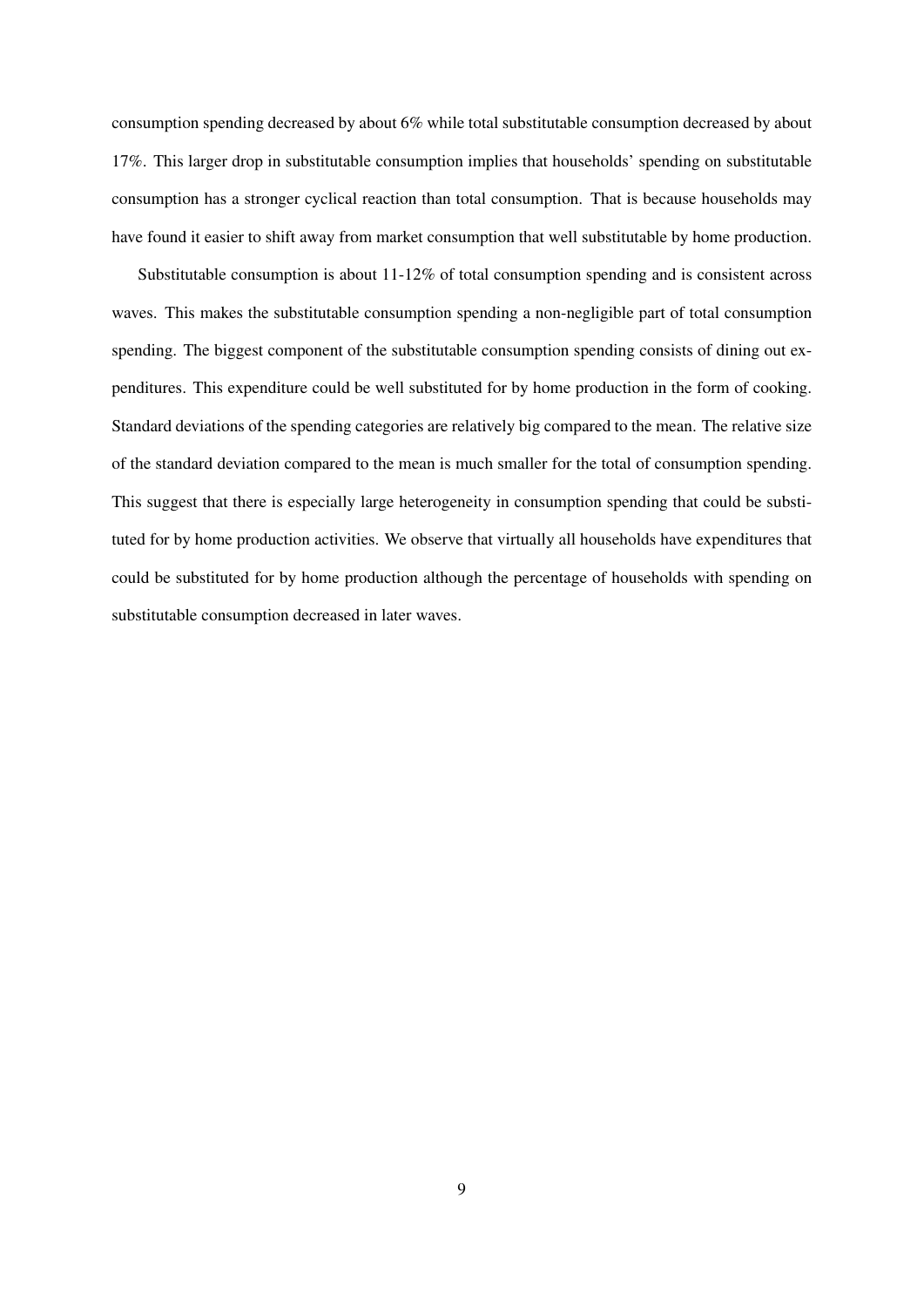consumption spending decreased by about 6% while total substitutable consumption decreased by about 17%. This larger drop in substitutable consumption implies that households' spending on substitutable consumption has a stronger cyclical reaction than total consumption. That is because households may have found it easier to shift away from market consumption that well substitutable by home production.

Substitutable consumption is about 11-12% of total consumption spending and is consistent across waves. This makes the substitutable consumption spending a non-negligible part of total consumption spending. The biggest component of the substitutable consumption spending consists of dining out expenditures. This expenditure could be well substituted for by home production in the form of cooking. Standard deviations of the spending categories are relatively big compared to the mean. The relative size of the standard deviation compared to the mean is much smaller for the total of consumption spending. This suggest that there is especially large heterogeneity in consumption spending that could be substituted for by home production activities. We observe that virtually all households have expenditures that could be substituted for by home production although the percentage of households with spending on substitutable consumption decreased in later waves.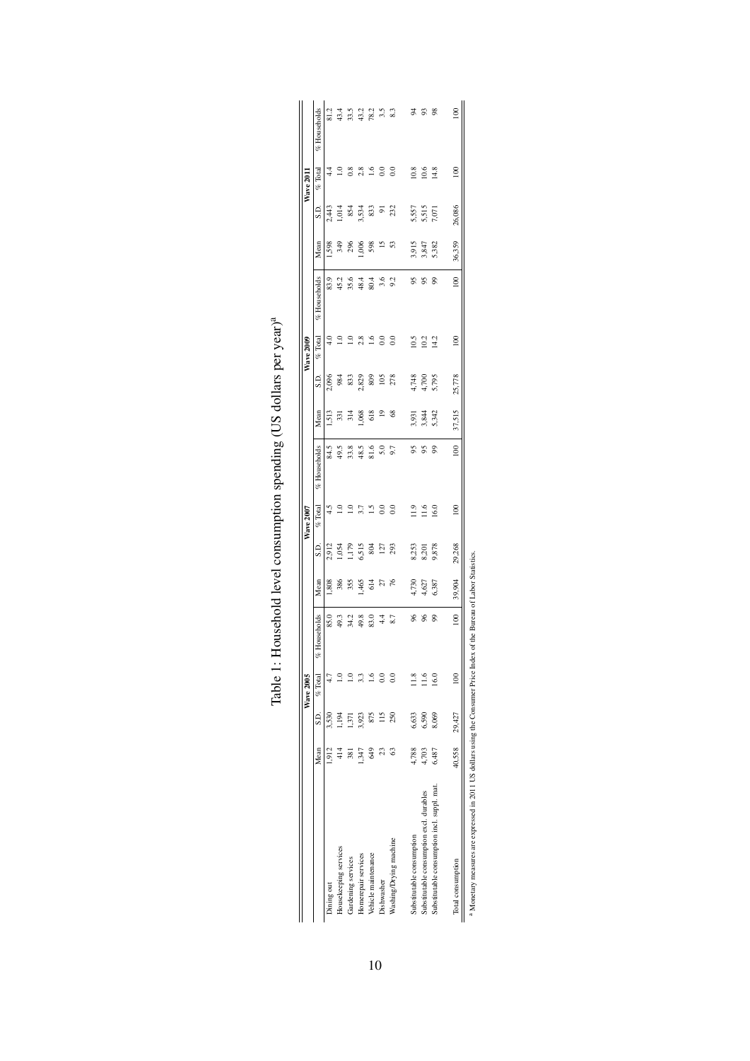Table 1: Household level consumption spending (US dollars per year)[a]

| | Wave 2005 | | | | Wave 2007 | | | | Wave 2009 | | | | Wave 2011 | | | |
|---|---|---|---|---|---|---|---|---|---|---|---|---|---|---|---|---|
| | Mean | S.D. | % Total | % Households | Mean | S.D. | % Total | % Households | Mean | S.D. | % Total | % Households | Mean | S.D. | % Total | % Households |
| Dining out | 1,912 | 3,530 | 4.7 | 85.0 | 1,808 | 2,912 | 4.5 | 84.5 | 1,513 | 2,096 | 4.0 | 83.9 | 1,598 | 2,443 | 4.4 | 81.2 |
| Housekeeping services | 414 | 1,194 | 1.0 | 49.3 | 386 | 1,054 | 1.0 | 49.5 | 331 | 984 | 1.0 | 45.2 | 349 | 1,014 | 1.0 | 43.4 |
| Gardening services | 381 | 1,371 | 1.0 | 34.2 | 355 | 1,179 | 1.0 | 33.8 | 314 | 833 | 1.0 | 35.6 | 296 | 854 | 0.8 | 33.5 |
| Homerepair services | 1,347 | 3,923 | 3.3 | 49.8 | 1,465 | 6,515 | 3.7 | 48.5 | 1,068 | 2,829 | 2.8 | 48.4 | 1,006 | 3,534 | 2.8 | 43.2 |
| Vehicle maintenance | 649 | 875 | 1.6 | 83.0 | 614 | 804 | 1.5 | 81.6 | 618 | 809 | 1.6 | 80.4 | 598 | 833 | 1.6 | 78.2 |
| Dishwasher | 23 | 115 | 0.0 | 4.4 | 27 | 127 | 0.0 | 5.0 | 19 | 105 | 0.0 | 3.6 | 15 | 91 | 0.0 | 3.5 |
| Washing/Drying machine | 63 | 250 | 0.0 | 8.7 | 76 | 293 | 0.0 | 9.7 | 68 | 278 | 0.0 | 9.2 | 53 | 232 | 0.0 | 8.3 |
| | | | | | | | | | | | | | | | | |
| Substitutable consumption | 4,788 | 6,633 | 11.8 | 96 | 4,730 | 8,253 | 11.9 | 95 | 3,931 | 4,748 | 10.5 | 95 | 3,915 | 5,557 | 10.8 | 94 |
| Substitutable consumption excl. durables | 4,703 | 6,590 | 11.6 | 96 | 4,627 | 8,201 | 11.6 | 95 | 3,844 | 4,700 | 10.2 | 95 | 3,847 | 5,515 | 10.6 | 93 |
| Substitutable consumption incl. suppl. mat. | 6,487 | 8,069 | 16.0 | 99 | 6,387 | 9,878 | 16.0 | 99 | 5,342 | 5,795 | 14.2 | 99 | 5,382 | 7,071 | 14.8 | 98 |
| | | | | | | | | | | | | | | | | |
| Total consumption | 40,558 | 29,427 | 100 | 100 | 39,904 | 29,268 | 100 | 100 | 37,515 | 25,778 | 100 | 100 | 36,359 | 26,086 | 100 | 100 |

[a] Monetary measures are expressed in 2011 US dollars using the Consumer Price Index of the Bureau of Labor Statistics.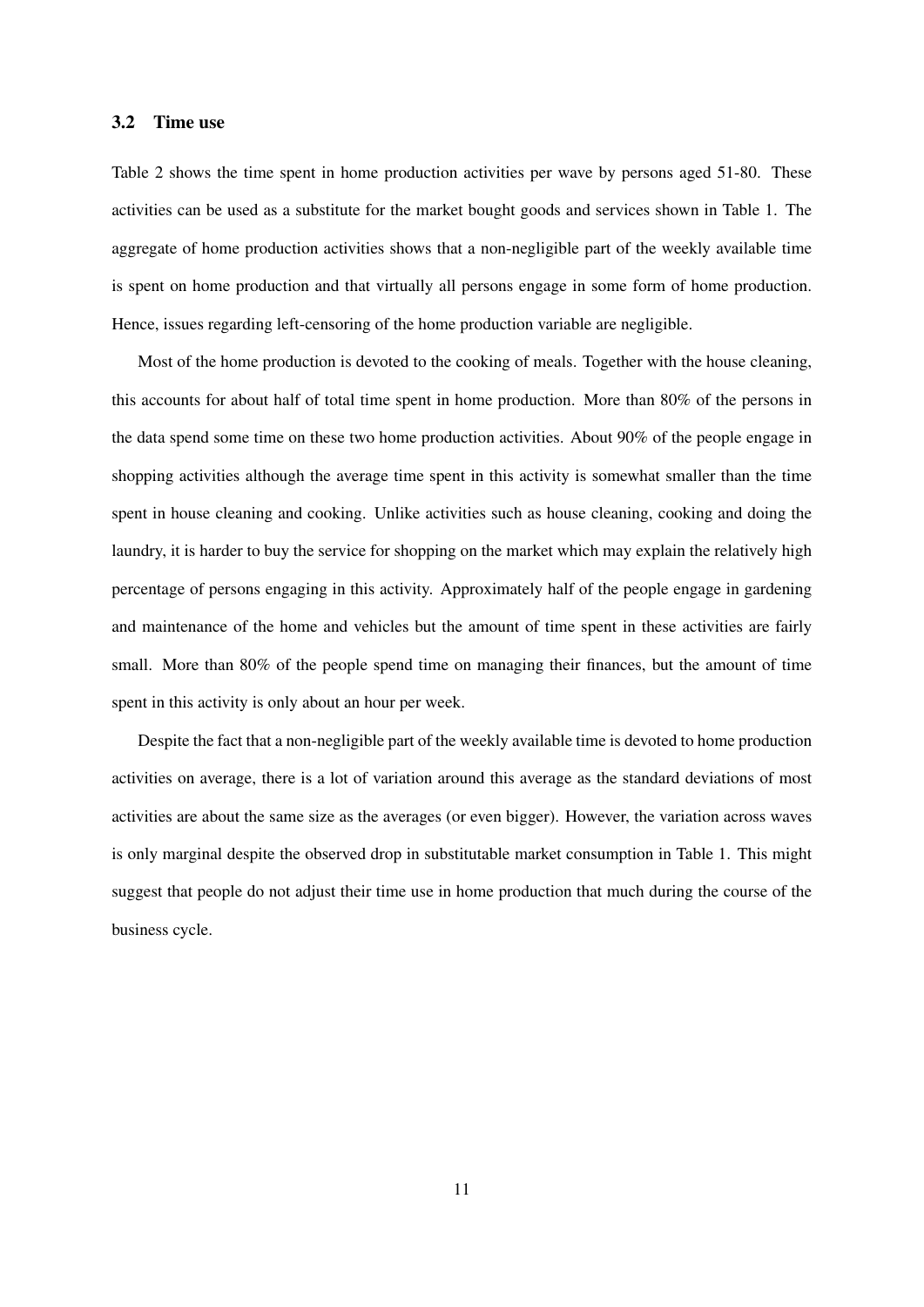### 3.2 Time use

Table 2 shows the time spent in home production activities per wave by persons aged 51-80. These activities can be used as a substitute for the market bought goods and services shown in Table 1. The aggregate of home production activities shows that a non-negligible part of the weekly available time is spent on home production and that virtually all persons engage in some form of home production. Hence, issues regarding left-censoring of the home production variable are negligible.

Most of the home production is devoted to the cooking of meals. Together with the house cleaning, this accounts for about half of total time spent in home production. More than 80% of the persons in the data spend some time on these two home production activities. About 90% of the people engage in shopping activities although the average time spent in this activity is somewhat smaller than the time spent in house cleaning and cooking. Unlike activities such as house cleaning, cooking and doing the laundry, it is harder to buy the service for shopping on the market which may explain the relatively high percentage of persons engaging in this activity. Approximately half of the people engage in gardening and maintenance of the home and vehicles but the amount of time spent in these activities are fairly small. More than 80% of the people spend time on managing their finances, but the amount of time spent in this activity is only about an hour per week.

Despite the fact that a non-negligible part of the weekly available time is devoted to home production activities on average, there is a lot of variation around this average as the standard deviations of most activities are about the same size as the averages (or even bigger). However, the variation across waves is only marginal despite the observed drop in substitutable market consumption in Table 1. This might suggest that people do not adjust their time use in home production that much during the course of the business cycle.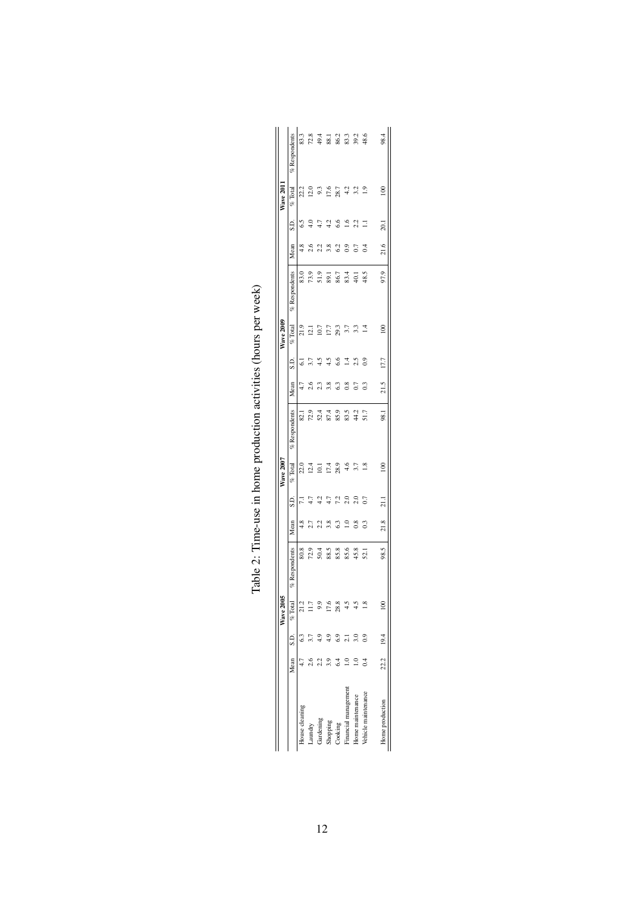Table 2: Time-use in home production activities (hours per week)

| | Wave 2005 | | | | Wave 2007 | | | | Wave 2009 | | | | Wave 2011 | | | |
|---|---|---|---|---|---|---|---|---|---|---|---|---|---|---|---|---|
| | Mean | S.D. | % Total | % Respondents | Mean | S.D. | % Total | % Respondents | Mean | S.D. | % Total | % Respondents | Mean | S.D. | % Total | % Respondents |
| House cleaning | 4.7 | 6.3 | 21.2 | 80.8 | 4.8 | 7.1 | 22.0 | 82.1 | 4.7 | 6.1 | 21.9 | 83.0 | 4.8 | 6.5 | 22.2 | 83.3 |
| Laundry | 2.6 | 3.7 | 11.7 | 72.9 | 2.7 | 4.7 | 12.4 | 72.9 | 2.6 | 3.7 | 12.1 | 73.9 | 2.6 | 4.0 | 12.0 | 72.8 |
| Gardening | 2.2 | 4.9 | 9.9 | 50.4 | 2.2 | 4.2 | 10.1 | 52.4 | 2.3 | 4.5 | 10.7 | 51.9 | 2.2 | 4.7 | 9.3 | 49.4 |
| Shopping | 3.9 | 4.9 | 17.6 | 88.5 | 3.8 | 4.7 | 17.4 | 87.4 | 3.8 | 4.5 | 17.7 | 89.1 | 3.8 | 4.2 | 17.6 | 88.1 |
| Cooking | 6.4 | 6.9 | 28.8 | 85.8 | 6.3 | 7.2 | 28.9 | 85.9 | 6.3 | 6.6 | 29.3 | 86.7 | 6.2 | 6.6 | 28.7 | 86.2 |
| Financial management | 1.0 | 2.1 | 4.5 | 85.6 | 1.0 | 2.0 | 4.6 | 83.5 | 0.8 | 1.4 | 3.7 | 83.4 | 0.9 | 1.6 | 4.2 | 83.3 |
| Home maintenance | 1.0 | 3.0 | 4.5 | 45.8 | 0.8 | 2.0 | 3.7 | 44.2 | 0.7 | 2.5 | 3.3 | 40.1 | 0.7 | 2.2 | 3.2 | 39.2 |
| Vehicle maintenance | 0.4 | 0.9 | 1.8 | 52.1 | 0.3 | 0.7 | 1.8 | 51.7 | 0.3 | 0.9 | 1.4 | 48.5 | 0.4 | 1.1 | 1.9 | 48.6 |
| Home production | 22.2 | 19.4 | 100 | 98.5 | 21.8 | 21.1 | 100 | 98.1 | 21.5 | 17.7 | 100 | 97.9 | 21.6 | 20.1 | 100 | 98.4 |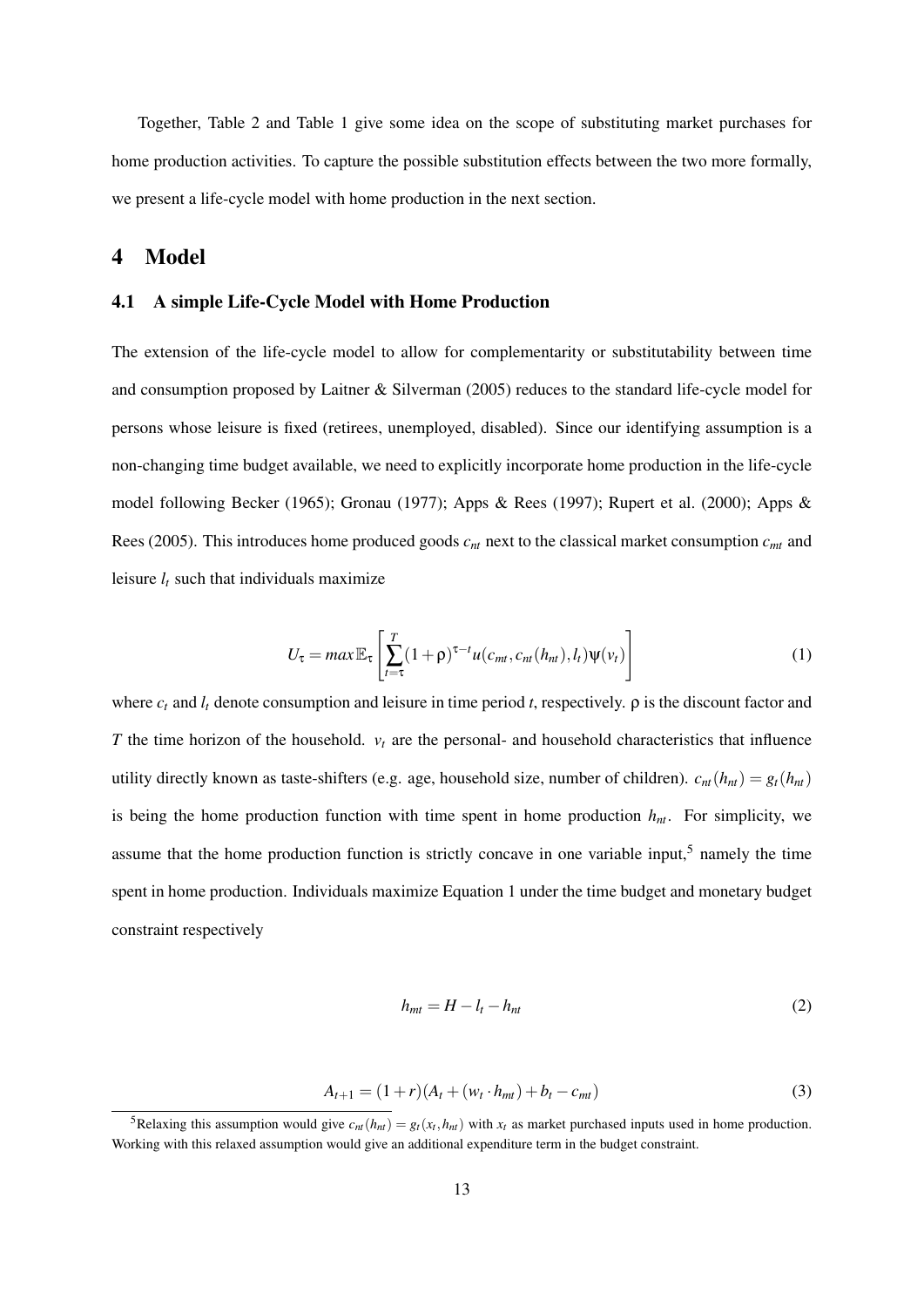Together, Table 2 and Table 1 give some idea on the scope of substituting market purchases for home production activities. To capture the possible substitution effects between the two more formally, we present a life-cycle model with home production in the next section.

# 4 Model

## 4.1 A simple Life-Cycle Model with Home Production

The extension of the life-cycle model to allow for complementarity or substitutability between time and consumption proposed by Laitner & Silverman (2005) reduces to the standard life-cycle model for persons whose leisure is fixed (retirees, unemployed, disabled). Since our identifying assumption is a non-changing time budget available, we need to explicitly incorporate home production in the life-cycle model following Becker (1965); Gronau (1977); Apps & Rees (1997); Rupert et al. (2000); Apps & Rees (2005). This introduces home produced goods $c_{nt}$ next to the classical market consumption $c_{mt}$ and leisure $l_t$ such that individuals maximize

$$U_\tau = max\,\mathbb{E}_\tau\left[\sum_{t=\tau}^{T}(1+\rho)^{\tau-t}u(c_{mt}, c_{nt}(h_{nt}), l_t)\psi(v_t)\right] \tag{1}$$

where $c_t$ and $l_t$ denote consumption and leisure in time period $t$, respectively. $\rho$ is the discount factor and $T$ the time horizon of the household. $v_t$ are the personal- and household characteristics that influence utility directly known as taste-shifters (e.g. age, household size, number of children). $c_{nt}(h_{nt}) = g_t(h_{nt})$ is being the home production function with time spent in home production $h_{nt}$. For simplicity, we assume that the home production function is strictly concave in one variable input,[5] namely the time spent in home production. Individuals maximize Equation 1 under the time budget and monetary budget constraint respectively

$$h_{mt} = H - l_t - h_{nt} \tag{2}$$

$$A_{t+1} = (1+r)(A_t + (w_t \cdot h_{mt}) + b_t - c_{mt}) \tag{3}$$

[5] Relaxing this assumption would give $c_{nt}(h_{nt}) = g_t(x_t, h_{nt})$ with $x_t$ as market purchased inputs used in home production. Working with this relaxed assumption would give an additional expenditure term in the budget constraint.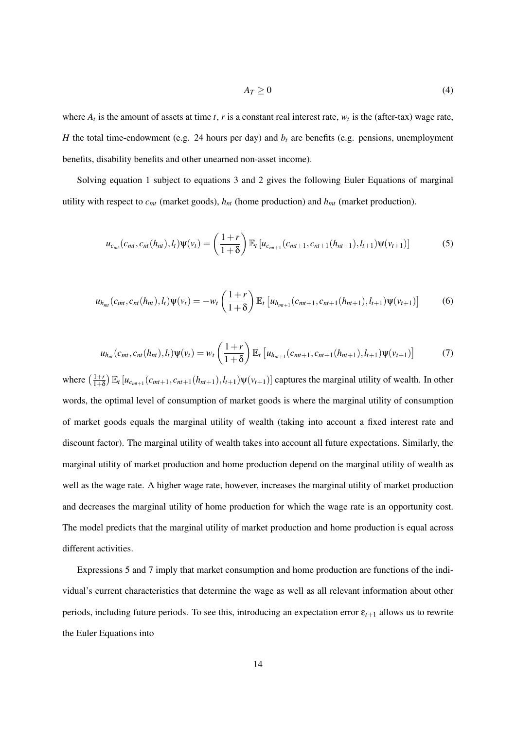$$A_T \geq 0 \tag{4}$$

where $A_t$ is the amount of assets at time $t$, $r$ is a constant real interest rate, $w_t$ is the (after-tax) wage rate, $H$ the total time-endowment (e.g. 24 hours per day) and $b_t$ are benefits (e.g. pensions, unemployment benefits, disability benefits and other unearned non-asset income).

Solving equation 1 subject to equations 3 and 2 gives the following Euler Equations of marginal utility with respect to $c_{mt}$ (market goods), $h_{nt}$ (home production) and $h_{mt}$ (market production).

$$u_{c_{mt}}(c_{mt}, c_{nt}(h_{nt}), l_t)\psi(v_t) = \left(\frac{1+r}{1+\delta}\right)\mathbb{E}_t\left[u_{c_{mt+1}}(c_{mt+1}, c_{nt+1}(h_{nt+1}), l_{t+1})\psi(v_{t+1})\right] \tag{5}$$

$$u_{h_{mt}}(c_{mt}, c_{nt}(h_{nt}), l_t)\psi(v_t) = -w_t\left(\frac{1+r}{1+\delta}\right)\mathbb{E}_t\left[u_{h_{mt+1}}(c_{mt+1}, c_{nt+1}(h_{nt+1}), l_{t+1})\psi(v_{t+1})\right] \tag{6}$$

$$u_{h_{nt}}(c_{mt}, c_{nt}(h_{nt}), l_t)\psi(v_t) = w_t\left(\frac{1+r}{1+\delta}\right)\mathbb{E}_t\left[u_{h_{nt+1}}(c_{mt+1}, c_{nt+1}(h_{nt+1}), l_{t+1})\psi(v_{t+1})\right] \tag{7}$$

where $\left(\frac{1+r}{1+\delta}\right)\mathbb{E}_t\left[u_{c_{mt+1}}(c_{mt+1}, c_{nt+1}(h_{nt+1}), l_{t+1})\psi(v_{t+1})\right]$ captures the marginal utility of wealth. In other words, the optimal level of consumption of market goods is where the marginal utility of consumption of market goods equals the marginal utility of wealth (taking into account a fixed interest rate and discount factor). The marginal utility of wealth takes into account all future expectations. Similarly, the marginal utility of market production and home production depend on the marginal utility of wealth as well as the wage rate. A higher wage rate, however, increases the marginal utility of market production and decreases the marginal utility of home production for which the wage rate is an opportunity cost. The model predicts that the marginal utility of market production and home production is equal across different activities.

Expressions 5 and 7 imply that market consumption and home production are functions of the individual's current characteristics that determine the wage as well as all relevant information about other periods, including future periods. To see this, introducing an expectation error $\varepsilon_{t+1}$ allows us to rewrite the Euler Equations into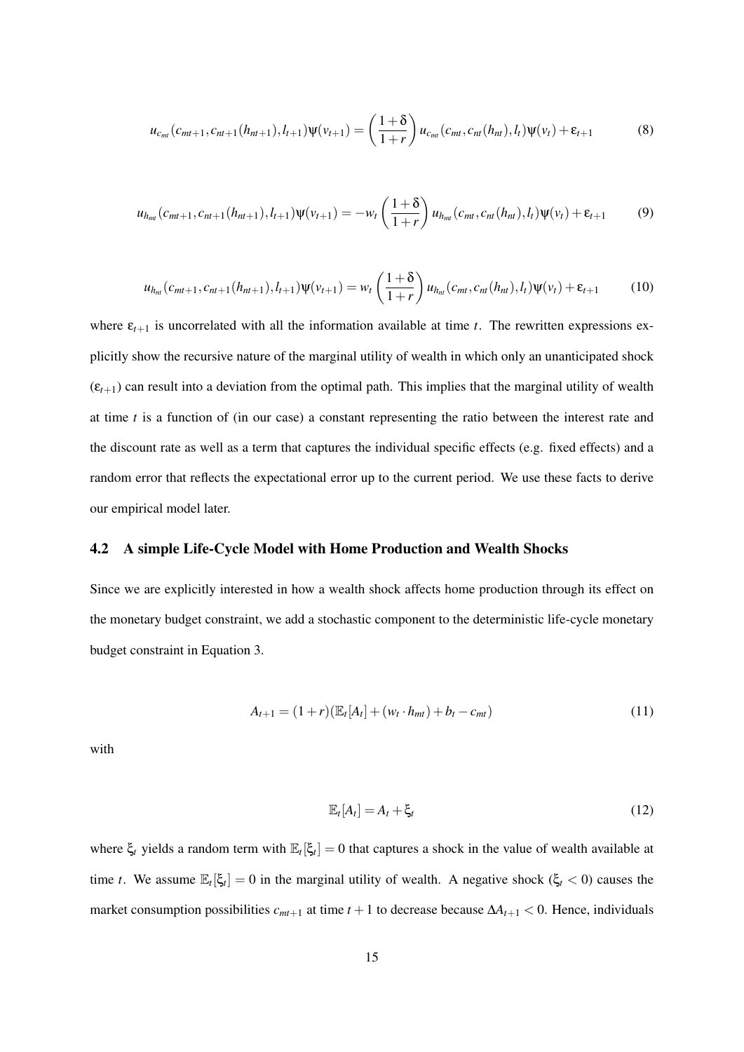$$u_{c_{mt}}(c_{mt+1}, c_{nt+1}(h_{nt+1}), l_{t+1})\psi(v_{t+1}) = \left(\frac{1+\delta}{1+r}\right) u_{c_{mt}}(c_{mt}, c_{nt}(h_{nt}), l_t)\psi(v_t) + \varepsilon_{t+1} \tag{8}$$

$$u_{h_{mt}}(c_{mt+1}, c_{nt+1}(h_{nt+1}), l_{t+1})\psi(v_{t+1}) = -w_t \left(\frac{1+\delta}{1+r}\right) u_{h_{mt}}(c_{mt}, c_{nt}(h_{nt}), l_t)\psi(v_t) + \varepsilon_{t+1} \tag{9}$$

$$u_{h_{nt}}(c_{mt+1}, c_{nt+1}(h_{nt+1}), l_{t+1})\psi(v_{t+1}) = w_t \left(\frac{1+\delta}{1+r}\right) u_{h_{nt}}(c_{mt}, c_{nt}(h_{nt}), l_t)\psi(v_t) + \varepsilon_{t+1} \tag{10}$$

where $\varepsilon_{t+1}$ is uncorrelated with all the information available at time $t$. The rewritten expressions explicitly show the recursive nature of the marginal utility of wealth in which only an unanticipated shock ($\varepsilon_{t+1}$) can result into a deviation from the optimal path. This implies that the marginal utility of wealth at time $t$ is a function of (in our case) a constant representing the ratio between the interest rate and the discount rate as well as a term that captures the individual specific effects (e.g. fixed effects) and a random error that reflects the expectational error up to the current period. We use these facts to derive our empirical model later.

### 4.2 A simple Life-Cycle Model with Home Production and Wealth Shocks

Since we are explicitly interested in how a wealth shock affects home production through its effect on the monetary budget constraint, we add a stochastic component to the deterministic life-cycle monetary budget constraint in Equation 3.

$$A_{t+1} = (1+r)(\mathbb{E}_t[A_t] + (w_t \cdot h_{mt}) + b_t - c_{mt}) \tag{11}$$

with

$$\mathbb{E}_t[A_t] = A_t + \xi_t \tag{12}$$

where $\xi_t$ yields a random term with $\mathbb{E}_t[\xi_t] = 0$ that captures a shock in the value of wealth available at time $t$. We assume $\mathbb{E}_t[\xi_t] = 0$ in the marginal utility of wealth. A negative shock ($\xi_t < 0$) causes the market consumption possibilities $c_{mt+1}$ at time $t+1$ to decrease because $\Delta A_{t+1} < 0$. Hence, individuals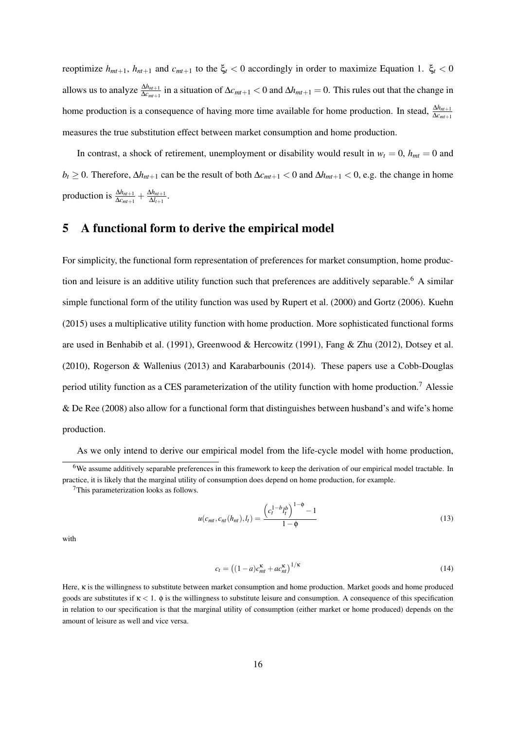reoptimize $h_{mt+1}$, $h_{nt+1}$ and $c_{mt+1}$ to the $\xi_t < 0$ accordingly in order to maximize Equation 1. $\xi_t < 0$ allows us to analyze $\frac{\Delta h_{nt+1}}{\Delta c_{mt+1}}$ in a situation of $\Delta c_{mt+1} < 0$ and $\Delta h_{mt+1} = 0$. This rules out that the change in home production is a consequence of having more time available for home production. In stead, $\frac{\Delta h_{nt+1}}{\Delta c_{mt+1}}$ measures the true substitution effect between market consumption and home production.

In contrast, a shock of retirement, unemployment or disability would result in $w_t = 0$, $h_{mt} = 0$ and $b_t \geq 0$. Therefore, $\Delta h_{nt+1}$ can be the result of both $\Delta c_{mt+1} < 0$ and $\Delta h_{mt+1} < 0$, e.g. the change in home production is $\frac{\Delta h_{nt+1}}{\Delta c_{mt+1}} + \frac{\Delta h_{nt+1}}{\Delta l_{t+1}}$.

# 5 A functional form to derive the empirical model

For simplicity, the functional form representation of preferences for market consumption, home production and leisure is an additive utility function such that preferences are additively separable.[6] A similar simple functional form of the utility function was used by Rupert et al. (2000) and Gortz (2006). Kuehn (2015) uses a multiplicative utility function with home production. More sophisticated functional forms are used in Benhabib et al. (1991), Greenwood & Hercowitz (1991), Fang & Zhu (2012), Dotsey et al. (2010), Rogerson & Wallenius (2013) and Karabarbounis (2014). These papers use a Cobb-Douglas period utility function as a CES parameterization of the utility function with home production.[7] Alessie & De Ree (2008) also allow for a functional form that distinguishes between husband's and wife's home production.

As we only intend to derive our empirical model from the life-cycle model with home production,

[6] We assume additively separable preferences in this framework to keep the derivation of our empirical model tractable. In practice, it is likely that the marginal utility of consumption does depend on home production, for example.

[7] This parameterization looks as follows.

$$u(c_{mt}, c_{nt}(h_{nt}), l_t) = \frac{\left(c_t^{1-b} l_t^b\right)^{1-\phi} - 1}{1-\phi} \tag{13}$$

with

$$c_t = \left((1-a)c_{mt}^{\kappa} + a c_{nt}^{\kappa}\right)^{1/\kappa} \tag{14}$$

Here, $\kappa$ is the willingness to substitute between market consumption and home production. Market goods and home produced goods are substitutes if $\kappa < 1$. $\phi$ is the willingness to substitute leisure and consumption. A consequence of this specification in relation to our specification is that the marginal utility of consumption (either market or home produced) depends on the amount of leisure as well and vice versa.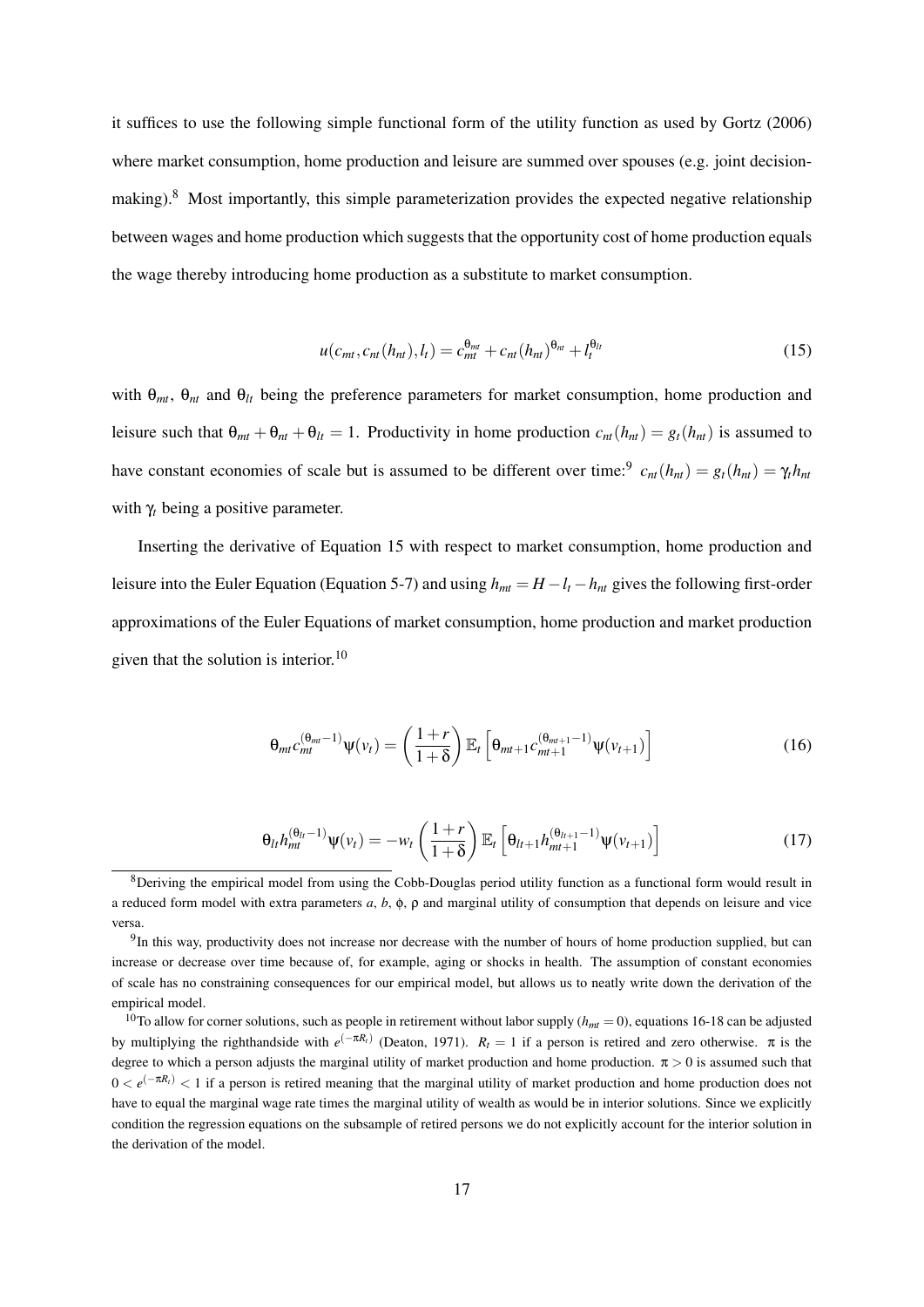it suffices to use the following simple functional form of the utility function as used by Gortz (2006) where market consumption, home production and leisure are summed over spouses (e.g. joint decision-making).[8] Most importantly, this simple parameterization provides the expected negative relationship between wages and home production which suggests that the opportunity cost of home production equals the wage thereby introducing home production as a substitute to market consumption.

$$u(c_{mt}, c_{nt}(h_{nt}), l_t) = c_{mt}^{\theta_{mt}} + c_{nt}(h_{nt})^{\theta_{nt}} + l_t^{\theta_{lt}} \tag{15}$$

with $\theta_{mt}$, $\theta_{nt}$ and $\theta_{lt}$ being the preference parameters for market consumption, home production and leisure such that $\theta_{mt} + \theta_{nt} + \theta_{lt} = 1$. Productivity in home production $c_{nt}(h_{nt}) = g_t(h_{nt})$ is assumed to have constant economies of scale but is assumed to be different over time:[9] $c_{nt}(h_{nt}) = g_t(h_{nt}) = \gamma_t h_{nt}$ with $\gamma_t$ being a positive parameter.

Inserting the derivative of Equation 15 with respect to market consumption, home production and leisure into the Euler Equation (Equation 5-7) and using $h_{mt} = H - l_t - h_{nt}$ gives the following first-order approximations of the Euler Equations of market consumption, home production and market production given that the solution is interior.[10]

$$\theta_{mt} c_{mt}^{(\theta_{mt}-1)} \psi(v_t) = \left(\frac{1+r}{1+\delta}\right) \mathbb{E}_t \left[\theta_{mt+1} c_{mt+1}^{(\theta_{mt+1}-1)} \psi(v_{t+1})\right] \tag{16}$$

$$\theta_{lt} h_{mt}^{(\theta_{lt}-1)} \psi(v_t) = -w_t \left(\frac{1+r}{1+\delta}\right) \mathbb{E}_t \left[\theta_{lt+1} h_{mt+1}^{(\theta_{lt+1}-1)} \psi(v_{t+1})\right] \tag{17}$$

---

[8] Deriving the empirical model from using the Cobb-Douglas period utility function as a functional form would result in a reduced form model with extra parameters $a$, $b$, $\phi$, $\rho$ and marginal utility of consumption that depends on leisure and vice versa.

[9] In this way, productivity does not increase nor decrease with the number of hours of home production supplied, but can increase or decrease over time because of, for example, aging or shocks in health. The assumption of constant economies of scale has no constraining consequences for our empirical model, but allows us to neatly write down the derivation of the empirical model.

[10] To allow for corner solutions, such as people in retirement without labor supply ($h_{mt} = 0$), equations 16-18 can be adjusted by multiplying the righthandside with $e^{(-\pi R_t)}$ (Deaton, 1971). $R_t = 1$ if a person is retired and zero otherwise. $\pi$ is the degree to which a person adjusts the marginal utility of market production and home production. $\pi > 0$ is assumed such that $0 < e^{(-\pi R_t)} < 1$ if a person is retired meaning that the marginal utility of market production and home production does not have to equal the marginal wage rate times the marginal utility of wealth as would be in interior solutions. Since we explicitly condition the regression equations on the subsample of retired persons we do not explicitly account for the interior solution in the derivation of the model.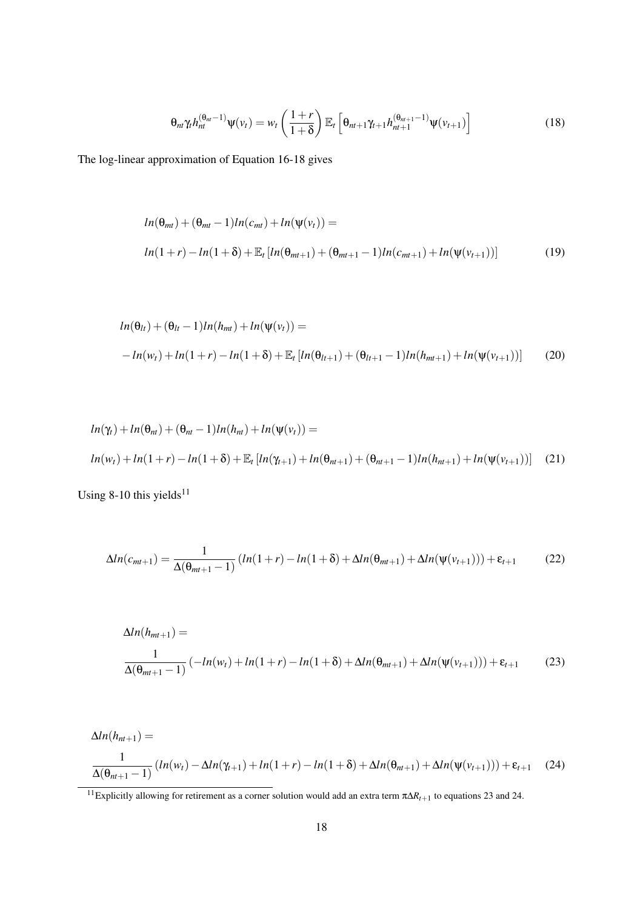$$\theta_{nt}\gamma_t h_{nt}^{(\theta_{nt}-1)}\psi(v_t) = w_t\left(\frac{1+r}{1+\delta}\right)\mathbb{E}_t\left[\theta_{nt+1}\gamma_{t+1}h_{nt+1}^{(\theta_{nt+1}-1)}\psi(v_{t+1})\right] \tag{18}$$

The log-linear approximation of Equation 16-18 gives

$$\begin{aligned}
&ln(\theta_{mt}) + (\theta_{mt}-1)ln(c_{mt}) + ln(\psi(v_t)) = \\
&ln(1+r) - ln(1+\delta) + \mathbb{E}_t\left[ln(\theta_{mt+1}) + (\theta_{mt+1}-1)ln(c_{mt+1}) + ln(\psi(v_{t+1}))\right]
\end{aligned} \tag{19}$$

$$\begin{aligned}
&ln(\theta_{lt}) + (\theta_{lt}-1)ln(h_{mt}) + ln(\psi(v_t)) = \\
&-ln(w_t) + ln(1+r) - ln(1+\delta) + \mathbb{E}_t\left[ln(\theta_{lt+1}) + (\theta_{lt+1}-1)ln(h_{mt+1}) + ln(\psi(v_{t+1}))\right]
\end{aligned} \tag{20}$$

$$\begin{aligned}
&ln(\gamma_t) + ln(\theta_{nt}) + (\theta_{nt}-1)ln(h_{nt}) + ln(\psi(v_t)) = \\
&ln(w_t) + ln(1+r) - ln(1+\delta) + \mathbb{E}_t\left[ln(\gamma_{t+1}) + ln(\theta_{nt+1}) + (\theta_{nt+1}-1)ln(h_{nt+1}) + ln(\psi(v_{t+1}))\right]
\end{aligned} \tag{21}$$

Using 8-10 this yields[11]

$$\Delta ln(c_{mt+1}) = \frac{1}{\Delta(\theta_{mt+1}-1)}\left(ln(1+r) - ln(1+\delta) + \Delta ln(\theta_{mt+1}) + \Delta ln(\psi(v_{t+1}))\right) + \varepsilon_{t+1} \tag{22}$$

$$\begin{aligned}
&\Delta ln(h_{mt+1}) = \\
&\frac{1}{\Delta(\theta_{mt+1}-1)}\left(-ln(w_t) + ln(1+r) - ln(1+\delta) + \Delta ln(\theta_{mt+1}) + \Delta ln(\psi(v_{t+1}))\right) + \varepsilon_{t+1}
\end{aligned} \tag{23}$$

$$\begin{aligned}
&\Delta ln(h_{nt+1}) = \\
&\frac{1}{\Delta(\theta_{nt+1}-1)}\left(ln(w_t) - \Delta ln(\gamma_{t+1}) + ln(1+r) - ln(1+\delta) + \Delta ln(\theta_{nt+1}) + \Delta ln(\psi(v_{t+1}))\right) + \varepsilon_{t+1}
\end{aligned} \tag{24}$$

[11] Explicitly allowing for retirement as a corner solution would add an extra term $\pi\Delta R_{t+1}$ to equations 23 and 24.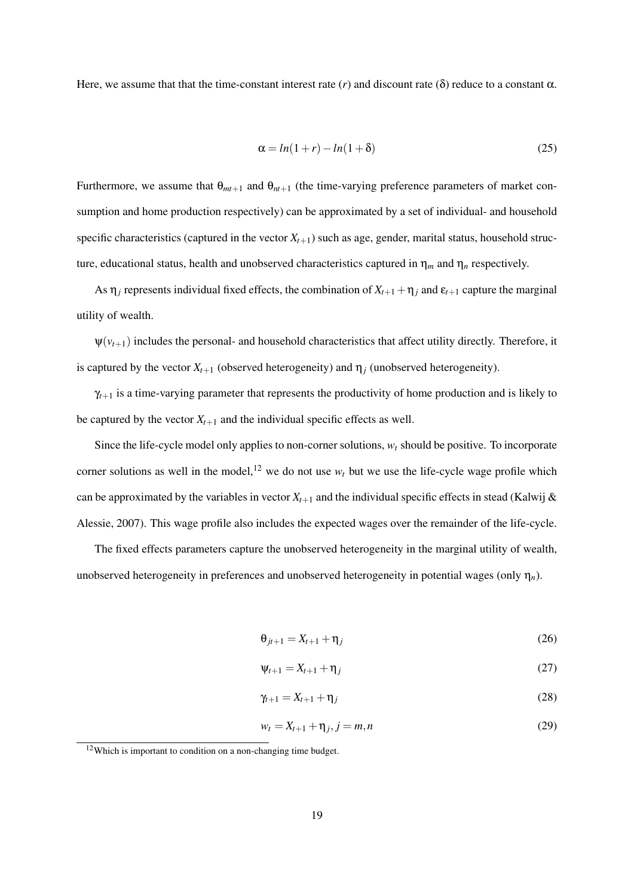Here, we assume that that the time-constant interest rate ($r$) and discount rate ($\delta$) reduce to a constant $\alpha$.

$$\alpha = ln(1+r) - ln(1+\delta) \tag{25}$$

Furthermore, we assume that $\theta_{mt+1}$ and $\theta_{nt+1}$ (the time-varying preference parameters of market consumption and home production respectively) can be approximated by a set of individual- and household specific characteristics (captured in the vector $X_{t+1}$) such as age, gender, marital status, household structure, educational status, health and unobserved characteristics captured in $\eta_m$ and $\eta_n$ respectively.

As $\eta_j$ represents individual fixed effects, the combination of $X_{t+1} + \eta_j$ and $\varepsilon_{t+1}$ capture the marginal utility of wealth.

$\psi(v_{t+1})$ includes the personal- and household characteristics that affect utility directly. Therefore, it is captured by the vector $X_{t+1}$ (observed heterogeneity) and $\eta_j$ (unobserved heterogeneity).

$\gamma_{t+1}$ is a time-varying parameter that represents the productivity of home production and is likely to be captured by the vector $X_{t+1}$ and the individual specific effects as well.

Since the life-cycle model only applies to non-corner solutions, $w_t$ should be positive. To incorporate corner solutions as well in the model,[12] we do not use $w_t$ but we use the life-cycle wage profile which can be approximated by the variables in vector $X_{t+1}$ and the individual specific effects in stead (Kalwij & Alessie, 2007). This wage profile also includes the expected wages over the remainder of the life-cycle.

The fixed effects parameters capture the unobserved heterogeneity in the marginal utility of wealth, unobserved heterogeneity in preferences and unobserved heterogeneity in potential wages (only $\eta_n$).

$$\theta_{jt+1} = X_{t+1} + \eta_j \tag{26}$$

$$\psi_{t+1} = X_{t+1} + \eta_j \tag{27}$$

$$\gamma_{t+1} = X_{t+1} + \eta_j \tag{28}$$

$$w_t = X_{t+1} + \eta_j, j = m, n \tag{29}$$

[12] Which is important to condition on a non-changing time budget.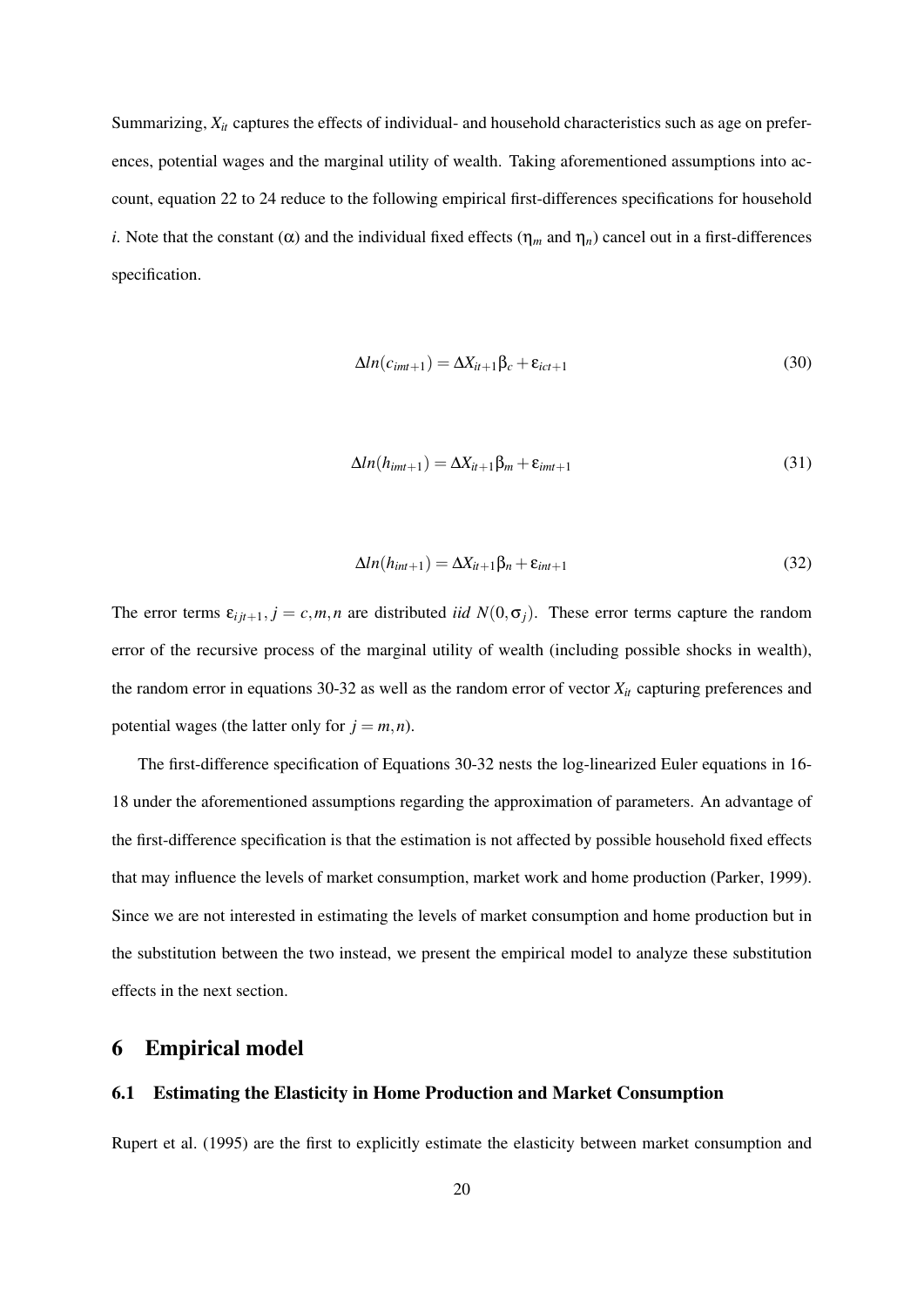Summarizing, $X_{it}$ captures the effects of individual- and household characteristics such as age on preferences, potential wages and the marginal utility of wealth. Taking aforementioned assumptions into account, equation 22 to 24 reduce to the following empirical first-differences specifications for household $i$. Note that the constant ($\alpha$) and the individual fixed effects ($\eta_m$ and $\eta_n$) cancel out in a first-differences specification.

$$\Delta ln(c_{imt+1}) = \Delta X_{it+1}\beta_c + \varepsilon_{ict+1} \tag{30}$$

$$\Delta ln(h_{imt+1}) = \Delta X_{it+1}\beta_m + \varepsilon_{imt+1} \tag{31}$$

$$\Delta ln(h_{int+1}) = \Delta X_{it+1}\beta_n + \varepsilon_{int+1} \tag{32}$$

The error terms $\varepsilon_{ijt+1}, j = c, m, n$ are distributed *iid* $N(0, \sigma_j)$. These error terms capture the random error of the recursive process of the marginal utility of wealth (including possible shocks in wealth), the random error in equations 30-32 as well as the random error of vector $X_{it}$ capturing preferences and potential wages (the latter only for $j = m, n$).

The first-difference specification of Equations 30-32 nests the log-linearized Euler equations in 16-18 under the aforementioned assumptions regarding the approximation of parameters. An advantage of the first-difference specification is that the estimation is not affected by possible household fixed effects that may influence the levels of market consumption, market work and home production (Parker, 1999). Since we are not interested in estimating the levels of market consumption and home production but in the substitution between the two instead, we present the empirical model to analyze these substitution effects in the next section.

# 6 Empirical model

## 6.1 Estimating the Elasticity in Home Production and Market Consumption

Rupert et al. (1995) are the first to explicitly estimate the elasticity between market consumption and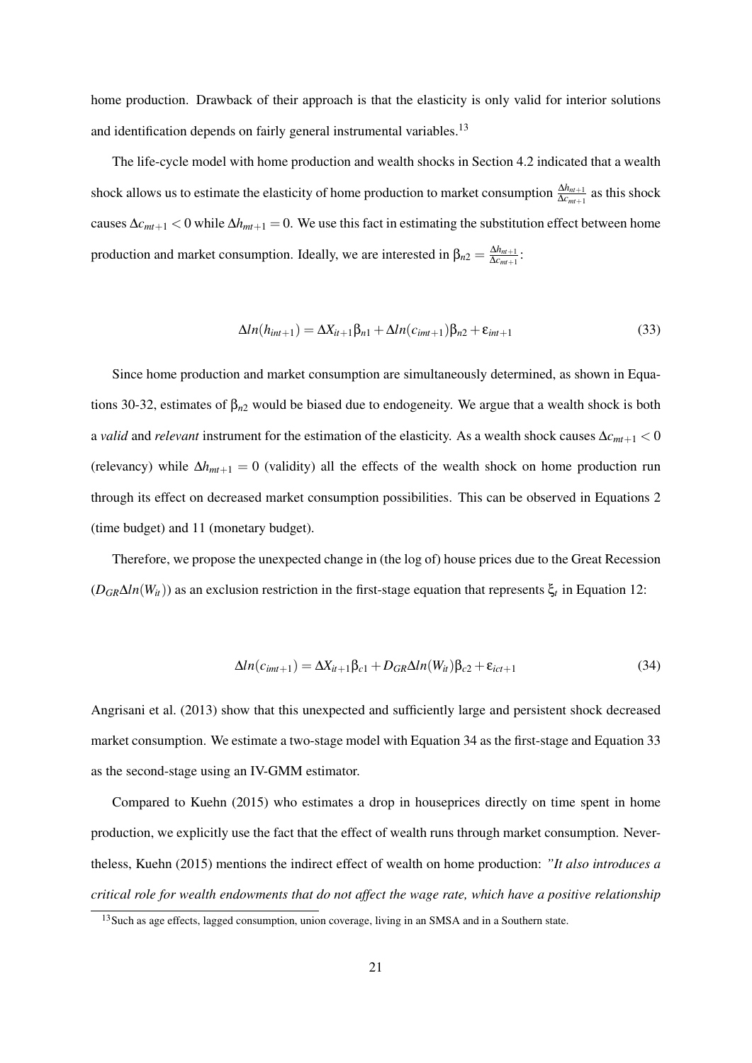home production. Drawback of their approach is that the elasticity is only valid for interior solutions and identification depends on fairly general instrumental variables.[13]

The life-cycle model with home production and wealth shocks in Section 4.2 indicated that a wealth shock allows us to estimate the elasticity of home production to market consumption $\frac{\Delta h_{nt+1}}{\Delta c_{mt+1}}$ as this shock causes $\Delta c_{mt+1} < 0$ while $\Delta h_{mt+1} = 0$. We use this fact in estimating the substitution effect between home production and market consumption. Ideally, we are interested in $\beta_{n2} = \frac{\Delta h_{nt+1}}{\Delta c_{mt+1}}$:

$$\Delta ln(h_{int+1}) = \Delta X_{it+1}\beta_{n1} + \Delta ln(c_{imt+1})\beta_{n2} + \varepsilon_{int+1} \tag{33}$$

Since home production and market consumption are simultaneously determined, as shown in Equations 30-32, estimates of $\beta_{n2}$ would be biased due to endogeneity. We argue that a wealth shock is both a *valid* and *relevant* instrument for the estimation of the elasticity. As a wealth shock causes $\Delta c_{mt+1} < 0$ (relevancy) while $\Delta h_{mt+1} = 0$ (validity) all the effects of the wealth shock on home production run through its effect on decreased market consumption possibilities. This can be observed in Equations 2 (time budget) and 11 (monetary budget).

Therefore, we propose the unexpected change in (the log of) house prices due to the Great Recession ($D_{GR}\Delta ln(W_{it})$) as an exclusion restriction in the first-stage equation that represents $\xi_t$ in Equation 12:

$$\Delta ln(c_{imt+1}) = \Delta X_{it+1}\beta_{c1} + D_{GR}\Delta ln(W_{it})\beta_{c2} + \varepsilon_{ict+1} \tag{34}$$

Angrisani et al. (2013) show that this unexpected and sufficiently large and persistent shock decreased market consumption. We estimate a two-stage model with Equation 34 as the first-stage and Equation 33 as the second-stage using an IV-GMM estimator.

Compared to Kuehn (2015) who estimates a drop in houseprices directly on time spent in home production, we explicitly use the fact that the effect of wealth runs through market consumption. Nevertheless, Kuehn (2015) mentions the indirect effect of wealth on home production: *"It also introduces a critical role for wealth endowments that do not affect the wage rate, which have a positive relationship*

[13] Such as age effects, lagged consumption, union coverage, living in an SMSA and in a Southern state.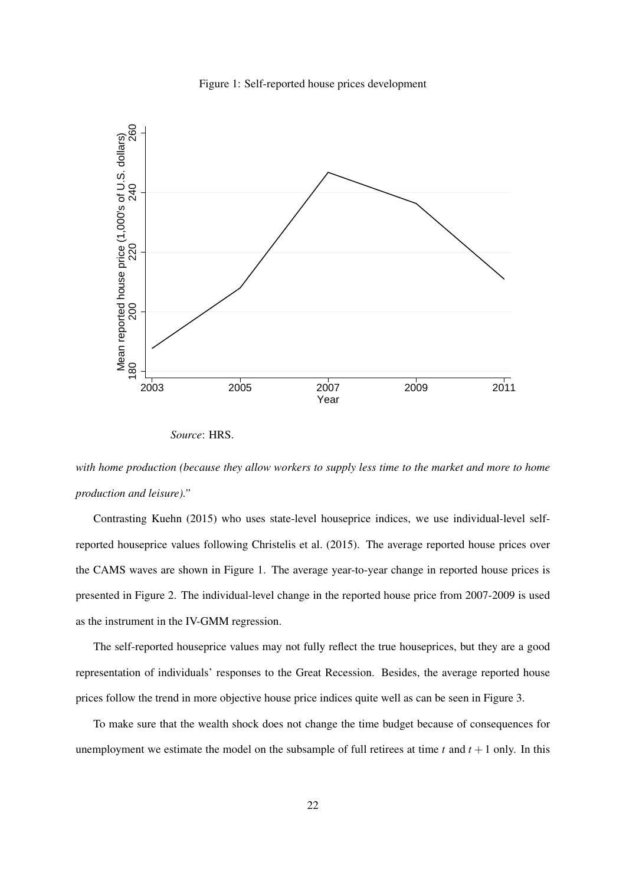Figure 1: Self-reported house prices development

*Source*: HRS.

*with home production (because they allow workers to supply less time to the market and more to home production and leisure)."*

Contrasting Kuehn (2015) who uses state-level houseprice indices, we use individual-level self-reported houseprice values following Christelis et al. (2015). The average reported house prices over the CAMS waves are shown in Figure 1. The average year-to-year change in reported house prices is presented in Figure 2. The individual-level change in the reported house price from 2007-2009 is used as the instrument in the IV-GMM regression.

The self-reported houseprice values may not fully reflect the true houseprices, but they are a good representation of individuals' responses to the Great Recession. Besides, the average reported house prices follow the trend in more objective house price indices quite well as can be seen in Figure 3.

To make sure that the wealth shock does not change the time budget because of consequences for unemployment we estimate the model on the subsample of full retirees at time $t$ and $t+1$ only. In this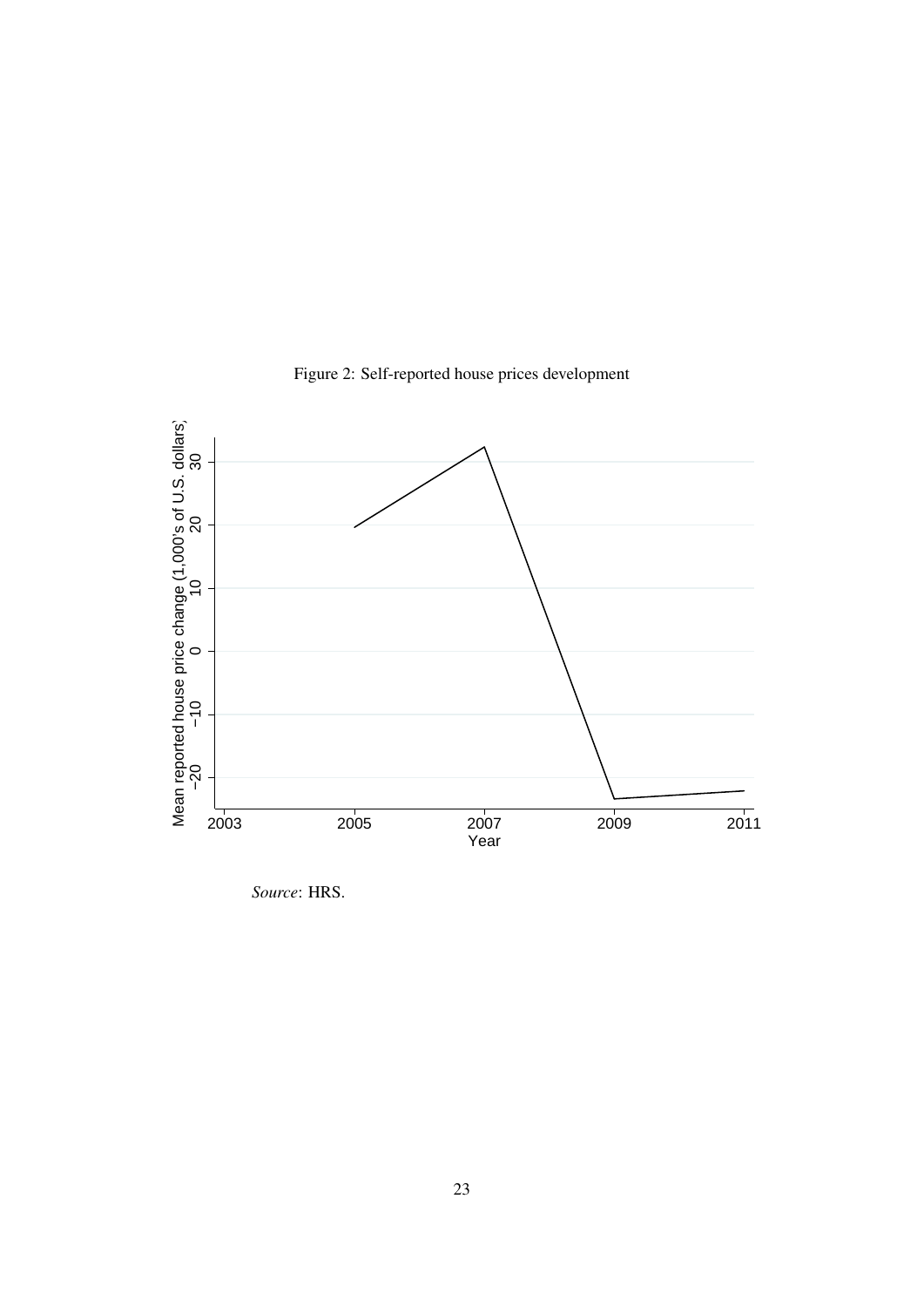Figure 2: Self-reported house prices development

*Source*: HRS.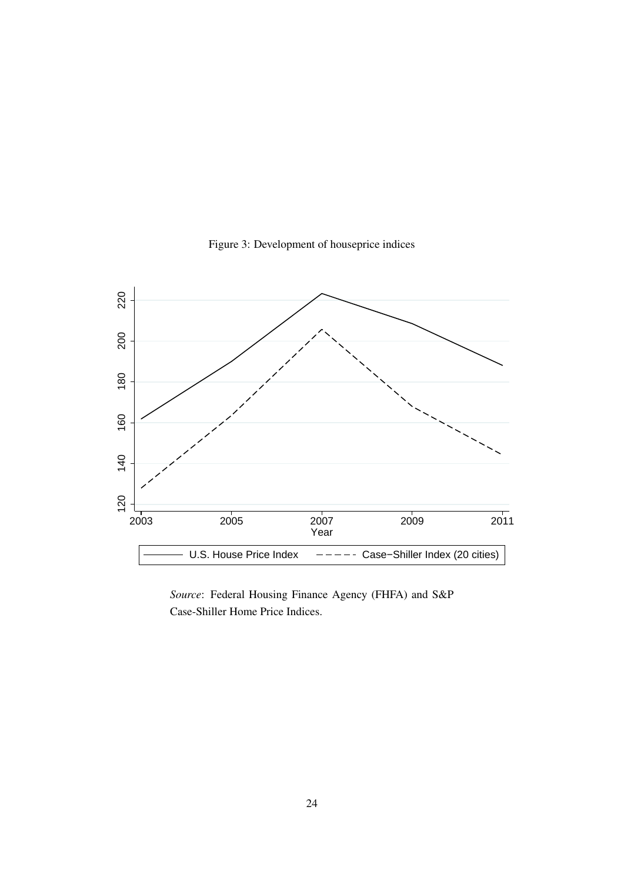Figure 3: Development of houseprice indices

*Source*: Federal Housing Finance Agency (FHFA) and S&P Case-Shiller Home Price Indices.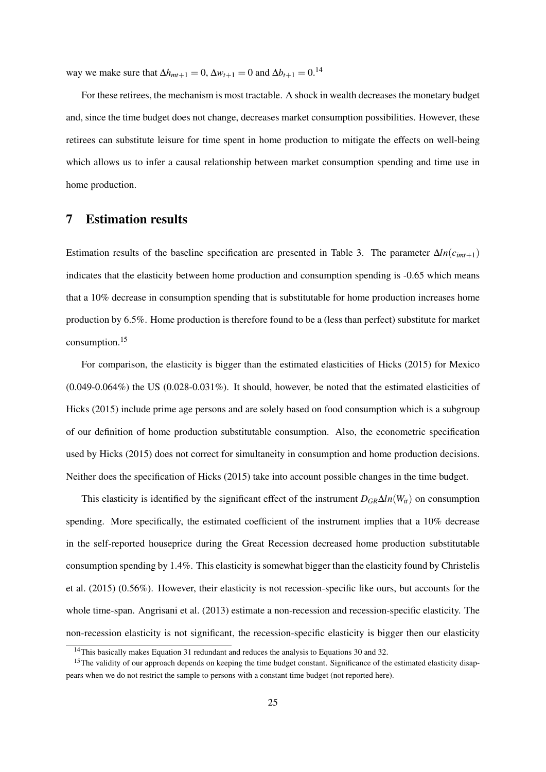way we make sure that $\Delta h_{mt+1} = 0$, $\Delta w_{t+1} = 0$ and $\Delta b_{t+1} = 0$.[14]

For these retirees, the mechanism is most tractable. A shock in wealth decreases the monetary budget and, since the time budget does not change, decreases market consumption possibilities. However, these retirees can substitute leisure for time spent in home production to mitigate the effects on well-being which allows us to infer a causal relationship between market consumption spending and time use in home production.

# 7 Estimation results

Estimation results of the baseline specification are presented in Table 3. The parameter $\Delta ln(c_{imt+1})$ indicates that the elasticity between home production and consumption spending is -0.65 which means that a 10% decrease in consumption spending that is substitutable for home production increases home production by 6.5%. Home production is therefore found to be a (less than perfect) substitute for market consumption.[15]

For comparison, the elasticity is bigger than the estimated elasticities of Hicks (2015) for Mexico (0.049-0.064%) the US (0.028-0.031%). It should, however, be noted that the estimated elasticities of Hicks (2015) include prime age persons and are solely based on food consumption which is a subgroup of our definition of home production substitutable consumption. Also, the econometric specification used by Hicks (2015) does not correct for simultaneity in consumption and home production decisions. Neither does the specification of Hicks (2015) take into account possible changes in the time budget.

This elasticity is identified by the significant effect of the instrument $D_{GR}\Delta ln(W_{it})$ on consumption spending. More specifically, the estimated coefficient of the instrument implies that a 10% decrease in the self-reported houseprice during the Great Recession decreased home production substitutable consumption spending by 1.4%. This elasticity is somewhat bigger than the elasticity found by Christelis et al. (2015) (0.56%). However, their elasticity is not recession-specific like ours, but accounts for the whole time-span. Angrisani et al. (2013) estimate a non-recession and recession-specific elasticity. The non-recession elasticity is not significant, the recession-specific elasticity is bigger then our elasticity

[14] This basically makes Equation 31 redundant and reduces the analysis to Equations 30 and 32.

[15] The validity of our approach depends on keeping the time budget constant. Significance of the estimated elasticity disappears when we do not restrict the sample to persons with a constant time budget (not reported here).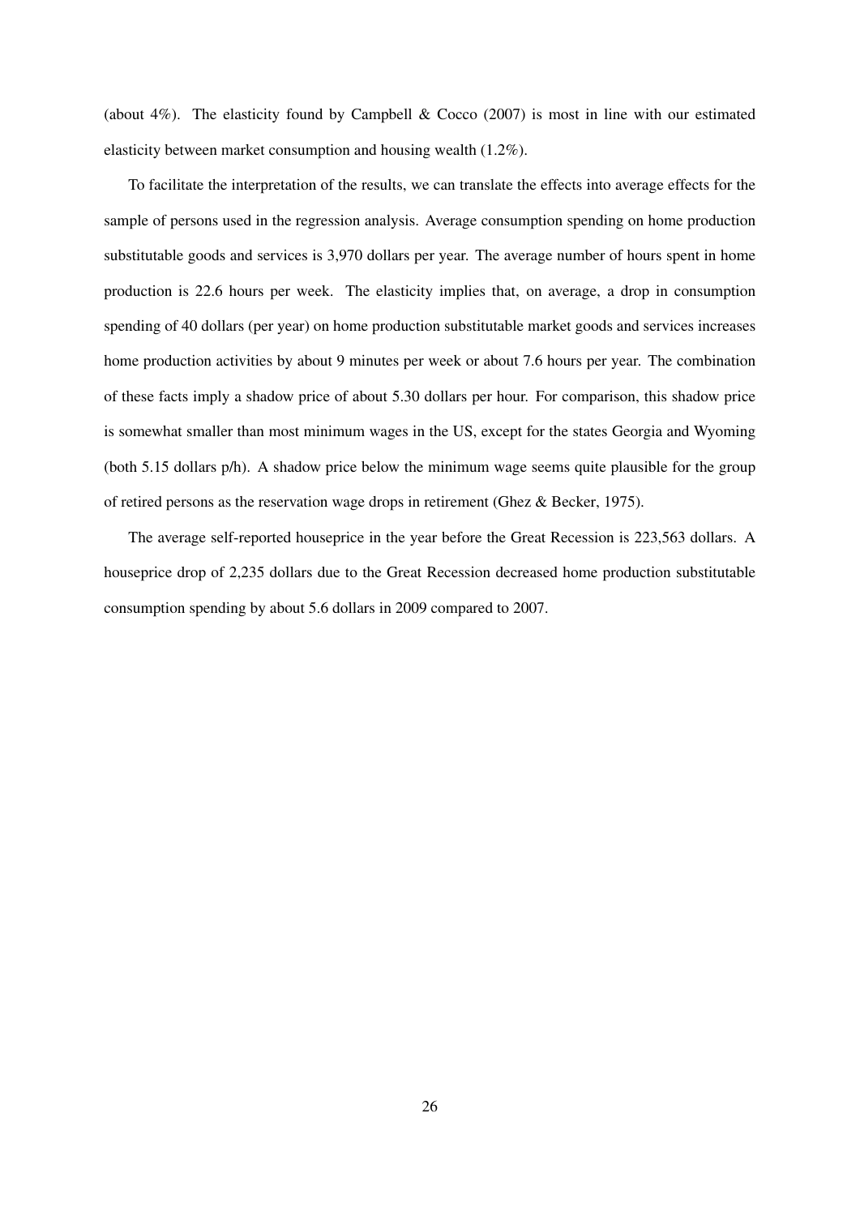(about 4%). The elasticity found by Campbell & Cocco (2007) is most in line with our estimated elasticity between market consumption and housing wealth (1.2%).

To facilitate the interpretation of the results, we can translate the effects into average effects for the sample of persons used in the regression analysis. Average consumption spending on home production substitutable goods and services is 3,970 dollars per year. The average number of hours spent in home production is 22.6 hours per week. The elasticity implies that, on average, a drop in consumption spending of 40 dollars (per year) on home production substitutable market goods and services increases home production activities by about 9 minutes per week or about 7.6 hours per year. The combination of these facts imply a shadow price of about 5.30 dollars per hour. For comparison, this shadow price is somewhat smaller than most minimum wages in the US, except for the states Georgia and Wyoming (both 5.15 dollars p/h). A shadow price below the minimum wage seems quite plausible for the group of retired persons as the reservation wage drops in retirement (Ghez & Becker, 1975).

The average self-reported houseprice in the year before the Great Recession is 223,563 dollars. A houseprice drop of 2,235 dollars due to the Great Recession decreased home production substitutable consumption spending by about 5.6 dollars in 2009 compared to 2007.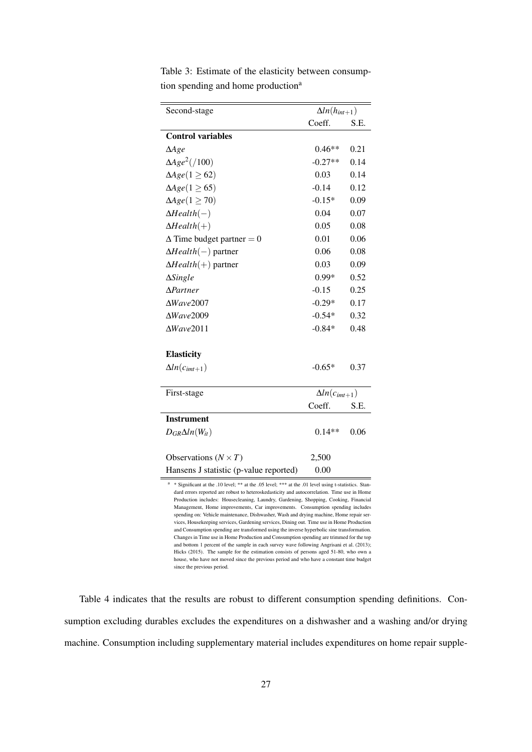Table 3: Estimate of the elasticity between consumption spending and home production[a]

| Second-stage | $\Delta ln(h_{int+1})$ | |
|---|---|---|
| | Coeff. | S.E. |
| **Control variables** | | |
| $\Delta Age$ | 0.46** | 0.21 |
| $\Delta Age^2(/100)$ | -0.27** | 0.14 |
| $\Delta Age(1 \geq 62)$ | 0.03 | 0.14 |
| $\Delta Age(1 \geq 65)$ | -0.14 | 0.12 |
| $\Delta Age(1 \geq 70)$ | -0.15* | 0.09 |
| $\Delta Health(-)$ | 0.04 | 0.07 |
| $\Delta Health(+)$ | 0.05 | 0.08 |
| $\Delta$ Time budget partner $= 0$ | 0.01 | 0.06 |
| $\Delta Health(-)$ partner | 0.06 | 0.08 |
| $\Delta Health(+)$ partner | 0.03 | 0.09 |
| $\Delta Single$ | 0.99* | 0.52 |
| $\Delta Partner$ | -0.15 | 0.25 |
| $\Delta Wave2007$ | -0.29* | 0.17 |
| $\Delta Wave2009$ | -0.54* | 0.32 |
| $\Delta Wave2011$ | -0.84* | 0.48 |
| **Elasticity** | | |
| $\Delta ln(c_{imt+1})$ | -0.65* | 0.37 |
| First-stage | $\Delta ln(c_{imt+1})$ | |
| | Coeff. | S.E. |
| **Instrument** | | |
| $D_{GR}\Delta ln(W_{it})$ | 0.14** | 0.06 |
| Observations ($N \times T$) | 2,500 | |
| Hansens J statistic (p-value reported) | 0.00 | |

[a] * Significant at the .10 level; ** at the .05 level; *** at the .01 level using t-statistics. Standard errors reported are robust to heteroskedasticity and autocorrelation. Time use in Home Production includes: Housecleaning, Laundry, Gardening, Shopping, Cooking, Financial Management, Home improvements, Car improvements. Consumption spending includes spending on: Vehicle maintenance, Dishwasher, Wash and drying machine, Home repair services, Housekeeping services, Gardening services, Dining out. Time use in Home Production and Consumption spending are transformed using the inverse hyperbolic sine transformation. Changes in Time use in Home Production and Consumption spending are trimmed for the top and bottom 1 percent of the sample in each survey wave following Angrisani et al. (2013); Hicks (2015). The sample for the estimation consists of persons aged 51-80, who own a house, who have not moved since the previous period and who have a constant time budget since the previous period.

Table 4 indicates that the results are robust to different consumption spending definitions. Consumption excluding durables excludes the expenditures on a dishwasher and a washing and/or drying machine. Consumption including supplementary material includes expenditures on home repair supple-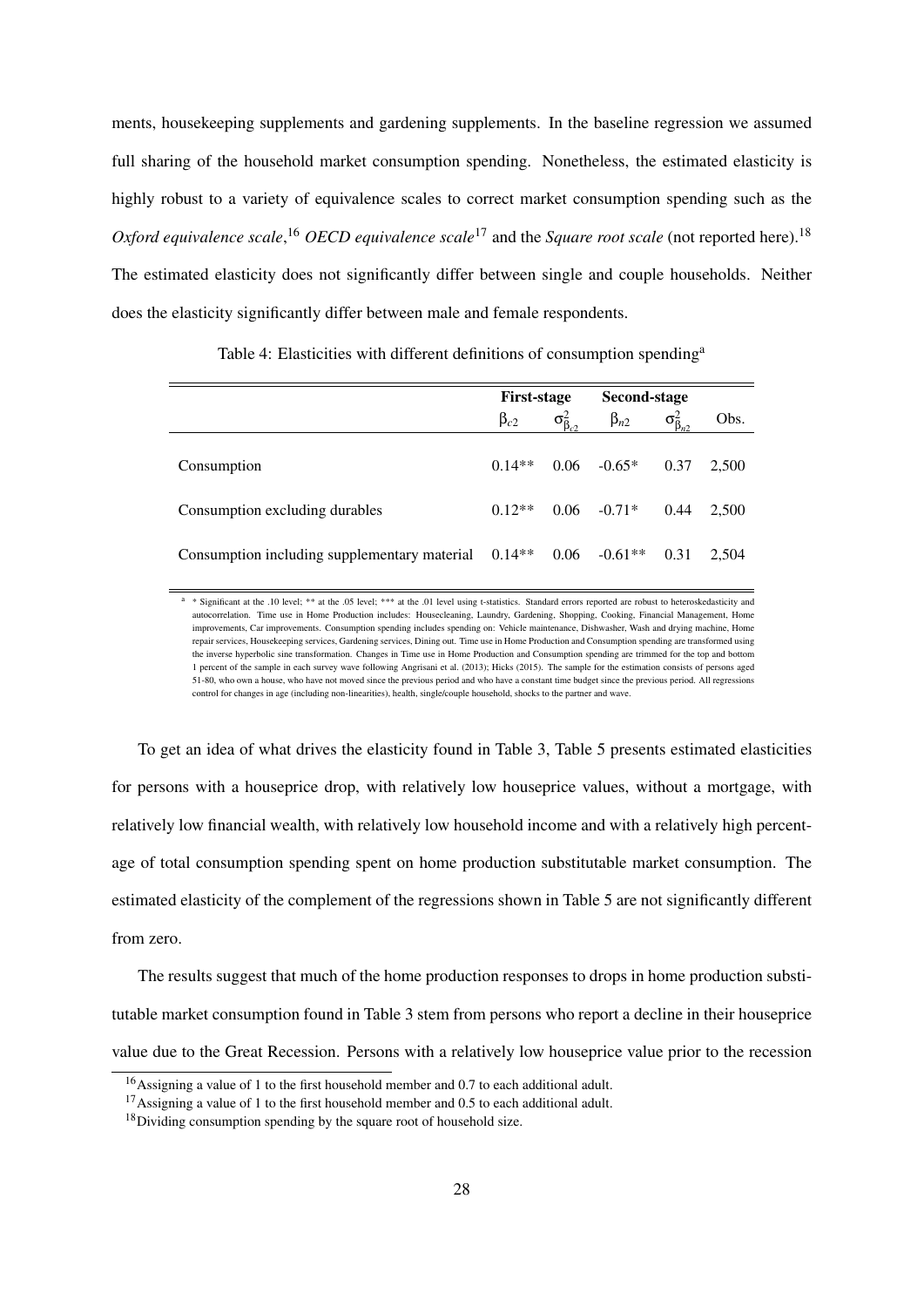ments, housekeeping supplements and gardening supplements. In the baseline regression we assumed full sharing of the household market consumption spending. Nonetheless, the estimated elasticity is highly robust to a variety of equivalence scales to correct market consumption spending such as the *Oxford equivalence scale*,[16] *OECD equivalence scale*[17] and the *Square root scale* (not reported here).[18] The estimated elasticity does not significantly differ between single and couple households. Neither does the elasticity significantly differ between male and female respondents.

Table 4: Elasticities with different definitions of consumption spending[a]

| | First-stage | | Second-stage | | |
|---|---|---|---|---|---|
| | $\beta_{c2}$ | $\sigma^2_{\beta_{c2}}$ | $\beta_{n2}$ | $\sigma^2_{\beta_{n2}}$ | Obs. |
| Consumption | 0.14** | 0.06 | -0.65* | 0.37 | 2,500 |
| Consumption excluding durables | 0.12** | 0.06 | -0.71* | 0.44 | 2,500 |
| Consumption including supplementary material | 0.14** | 0.06 | -0.61** | 0.31 | 2,504 |

[a] * Significant at the .10 level; ** at the .05 level; *** at the .01 level using t-statistics. Standard errors reported are robust to heteroskedasticity and autocorrelation. Time use in Home Production includes: Housecleaning, Laundry, Gardening, Shopping, Cooking, Financial Management, Home improvements, Car improvements. Consumption spending includes spending on: Vehicle maintenance, Dishwasher, Wash and drying machine, Home repair services, Housekeeping services, Gardening services, Dining out. Time use in Home Production and Consumption spending are transformed using the inverse hyperbolic sine transformation. Changes in Time use in Home Production and Consumption spending are trimmed for the top and bottom 1 percent of the sample in each survey wave following Angrisani et al. (2013); Hicks (2015). The sample for the estimation consists of persons aged 51-80, who own a house, who have not moved since the previous period and who have a constant time budget since the previous period. All regressions control for changes in age (including non-linearities), health, single/couple household, shocks to the partner and wave.

To get an idea of what drives the elasticity found in Table 3, Table 5 presents estimated elasticities for persons with a houseprice drop, with relatively low houseprice values, without a mortgage, with relatively low financial wealth, with relatively low household income and with a relatively high percentage of total consumption spending spent on home production substitutable market consumption. The estimated elasticity of the complement of the regressions shown in Table 5 are not significantly different from zero.

The results suggest that much of the home production responses to drops in home production substitutable market consumption found in Table 3 stem from persons who report a decline in their houseprice value due to the Great Recession. Persons with a relatively low houseprice value prior to the recession

[16] Assigning a value of 1 to the first household member and 0.7 to each additional adult.

[17] Assigning a value of 1 to the first household member and 0.5 to each additional adult.

[18] Dividing consumption spending by the square root of household size.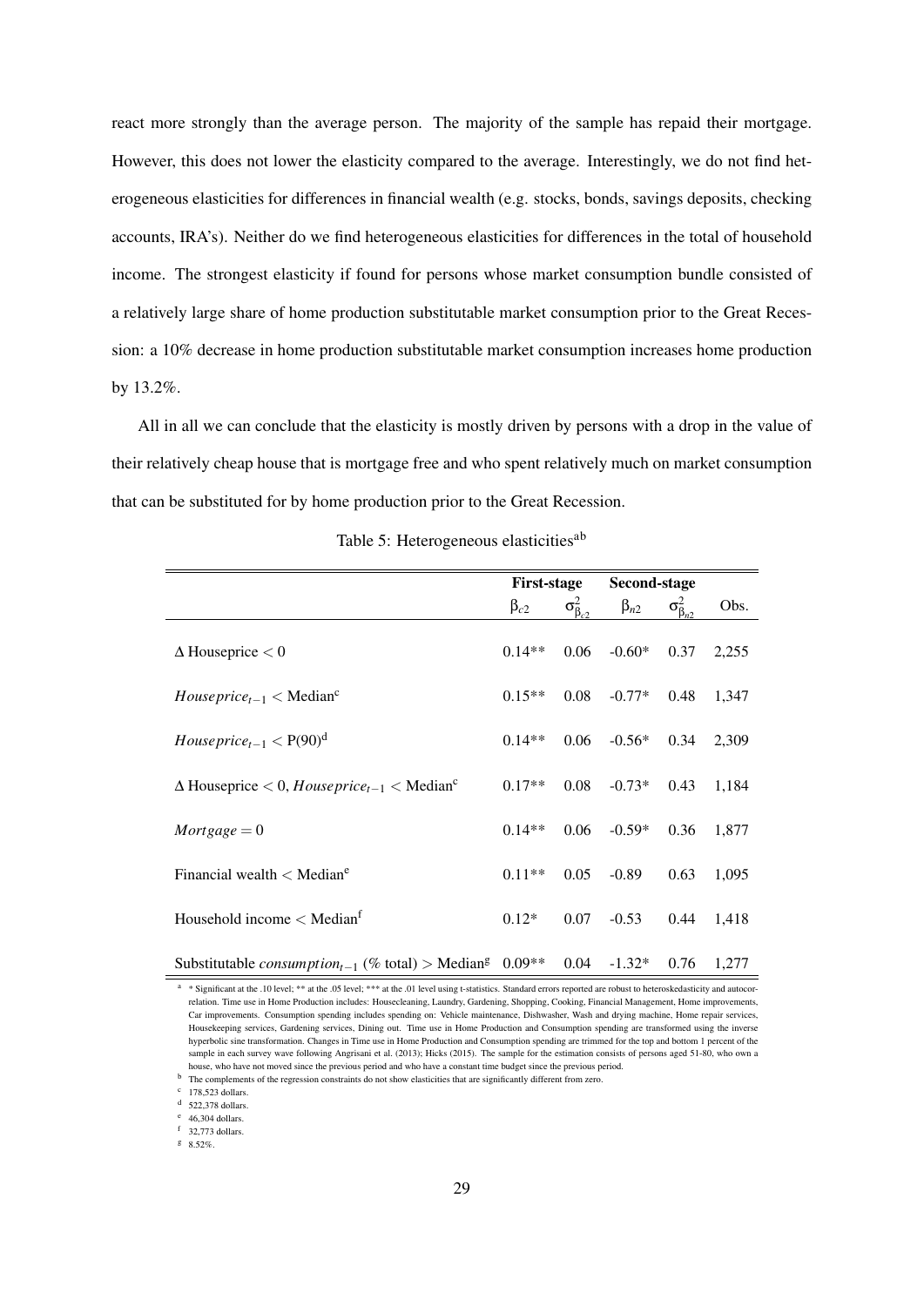react more strongly than the average person. The majority of the sample has repaid their mortgage. However, this does not lower the elasticity compared to the average. Interestingly, we do not find heterogeneous elasticities for differences in financial wealth (e.g. stocks, bonds, savings deposits, checking accounts, IRA's). Neither do we find heterogeneous elasticities for differences in the total of household income. The strongest elasticity if found for persons whose market consumption bundle consisted of a relatively large share of home production substitutable market consumption prior to the Great Recession: a 10% decrease in home production substitutable market consumption increases home production by 13.2%.

All in all we can conclude that the elasticity is mostly driven by persons with a drop in the value of their relatively cheap house that is mortgage free and who spent relatively much on market consumption that can be substituted for by home production prior to the Great Recession.

Table 5: Heterogeneous elasticities[ab]

| | First-stage | | Second-stage | | |
|---|---|---|---|---|---|
| | $\beta_{c2}$ | $\sigma^2_{\beta_{c2}}$ | $\beta_{n2}$ | $\sigma^2_{\beta_{n2}}$ | Obs. |
| $\Delta$ Houseprice $< 0$ | 0.14** | 0.06 | -0.60* | 0.37 | 2,255 |
| $Houseprice_{t-1} <$ Median[c] | 0.15** | 0.08 | -0.77* | 0.48 | 1,347 |
| $Houseprice_{t-1} <$ P(90)[d] | 0.14** | 0.06 | -0.56* | 0.34 | 2,309 |
| $\Delta$ Houseprice $< 0$, $Houseprice_{t-1} <$ Median[c] | 0.17** | 0.08 | -0.73* | 0.43 | 1,184 |
| $Mortgage = 0$ | 0.14** | 0.06 | -0.59* | 0.36 | 1,877 |
| Financial wealth $<$ Median[e] | 0.11** | 0.05 | -0.89 | 0.63 | 1,095 |
| Household income $<$ Median[f] | 0.12* | 0.07 | -0.53 | 0.44 | 1,418 |
| Substitutable $consumption_{t-1}$ (% total) $>$ Median[g] | 0.09** | 0.04 | -1.32* | 0.76 | 1,277 |

[a] * Significant at the .10 level; ** at the .05 level; *** at the .01 level using t-statistics. Standard errors reported are robust to heteroskedasticity and autocorrelation. Time use in Home Production includes: Housecleaning, Laundry, Gardening, Shopping, Cooking, Financial Management, Home improvements, Car improvements. Consumption spending includes spending on: Vehicle maintenance, Dishwasher, Wash and drying machine, Home repair services, Housekeeping services, Gardening services, Dining out. Time use in Home Production and Consumption spending are transformed using the inverse hyperbolic sine transformation. Changes in Time use in Home Production and Consumption spending are trimmed for the top and bottom 1 percent of the sample in each survey wave following Angrisani et al. (2013); Hicks (2015). The sample for the estimation consists of persons aged 51-80, who own a house, who have not moved since the previous period and who have a constant time budget since the previous period.

[b] The complements of the regression constraints do not show elasticities that are significantly different from zero.

[c] 178,523 dollars.

[d] 522,378 dollars.

[e] 46,304 dollars.

[f] 32,773 dollars.

[g] 8.52%.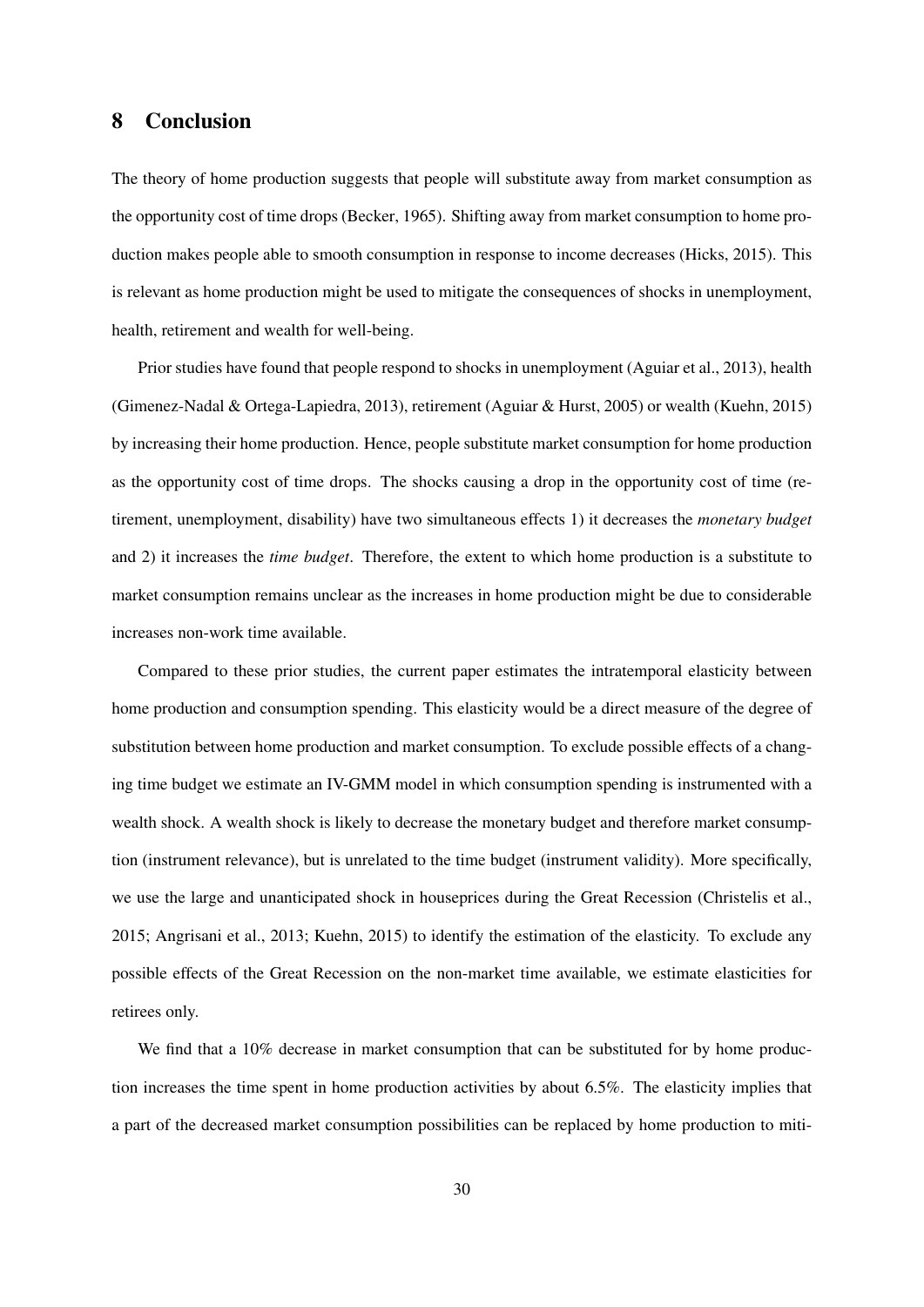## 8 Conclusion

The theory of home production suggests that people will substitute away from market consumption as the opportunity cost of time drops (Becker, 1965). Shifting away from market consumption to home production makes people able to smooth consumption in response to income decreases (Hicks, 2015). This is relevant as home production might be used to mitigate the consequences of shocks in unemployment, health, retirement and wealth for well-being.

Prior studies have found that people respond to shocks in unemployment (Aguiar et al., 2013), health (Gimenez-Nadal & Ortega-Lapiedra, 2013), retirement (Aguiar & Hurst, 2005) or wealth (Kuehn, 2015) by increasing their home production. Hence, people substitute market consumption for home production as the opportunity cost of time drops. The shocks causing a drop in the opportunity cost of time (retirement, unemployment, disability) have two simultaneous effects 1) it decreases the *monetary budget* and 2) it increases the *time budget*. Therefore, the extent to which home production is a substitute to market consumption remains unclear as the increases in home production might be due to considerable increases non-work time available.

Compared to these prior studies, the current paper estimates the intratemporal elasticity between home production and consumption spending. This elasticity would be a direct measure of the degree of substitution between home production and market consumption. To exclude possible effects of a changing time budget we estimate an IV-GMM model in which consumption spending is instrumented with a wealth shock. A wealth shock is likely to decrease the monetary budget and therefore market consumption (instrument relevance), but is unrelated to the time budget (instrument validity). More specifically, we use the large and unanticipated shock in houseprices during the Great Recession (Christelis et al., 2015; Angrisani et al., 2013; Kuehn, 2015) to identify the estimation of the elasticity. To exclude any possible effects of the Great Recession on the non-market time available, we estimate elasticities for retirees only.

We find that a 10% decrease in market consumption that can be substituted for by home production increases the time spent in home production activities by about 6.5%. The elasticity implies that a part of the decreased market consumption possibilities can be replaced by home production to miti-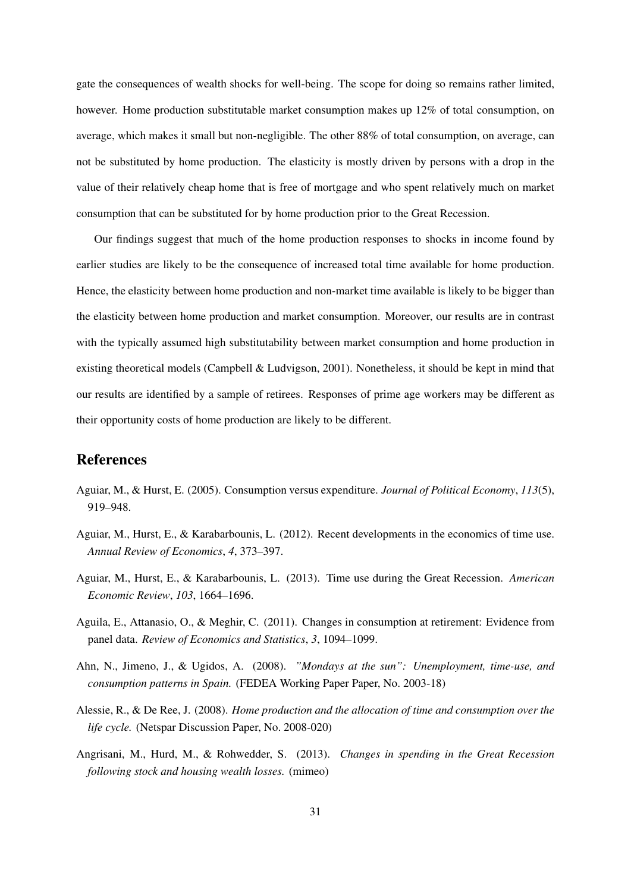gate the consequences of wealth shocks for well-being. The scope for doing so remains rather limited, however. Home production substitutable market consumption makes up 12% of total consumption, on average, which makes it small but non-negligible. The other 88% of total consumption, on average, can not be substituted by home production. The elasticity is mostly driven by persons with a drop in the value of their relatively cheap home that is free of mortgage and who spent relatively much on market consumption that can be substituted for by home production prior to the Great Recession.

Our findings suggest that much of the home production responses to shocks in income found by earlier studies are likely to be the consequence of increased total time available for home production. Hence, the elasticity between home production and non-market time available is likely to be bigger than the elasticity between home production and market consumption. Moreover, our results are in contrast with the typically assumed high substitutability between market consumption and home production in existing theoretical models (Campbell & Ludvigson, 2001). Nonetheless, it should be kept in mind that our results are identified by a sample of retirees. Responses of prime age workers may be different as their opportunity costs of home production are likely to be different.

## References

Aguiar, M., & Hurst, E. (2005). Consumption versus expenditure. *Journal of Political Economy*, *113*(5), 919–948.

Aguiar, M., Hurst, E., & Karabarbounis, L. (2012). Recent developments in the economics of time use. *Annual Review of Economics*, *4*, 373–397.

Aguiar, M., Hurst, E., & Karabarbounis, L. (2013). Time use during the Great Recession. *American Economic Review*, *103*, 1664–1696.

Aguila, E., Attanasio, O., & Meghir, C. (2011). Changes in consumption at retirement: Evidence from panel data. *Review of Economics and Statistics*, *3*, 1094–1099.

Ahn, N., Jimeno, J., & Ugidos, A. (2008). *"Mondays at the sun": Unemployment, time-use, and consumption patterns in Spain.* (FEDEA Working Paper Paper, No. 2003-18)

Alessie, R., & De Ree, J. (2008). *Home production and the allocation of time and consumption over the life cycle.* (Netspar Discussion Paper, No. 2008-020)

Angrisani, M., Hurd, M., & Rohwedder, S. (2013). *Changes in spending in the Great Recession following stock and housing wealth losses.* (mimeo)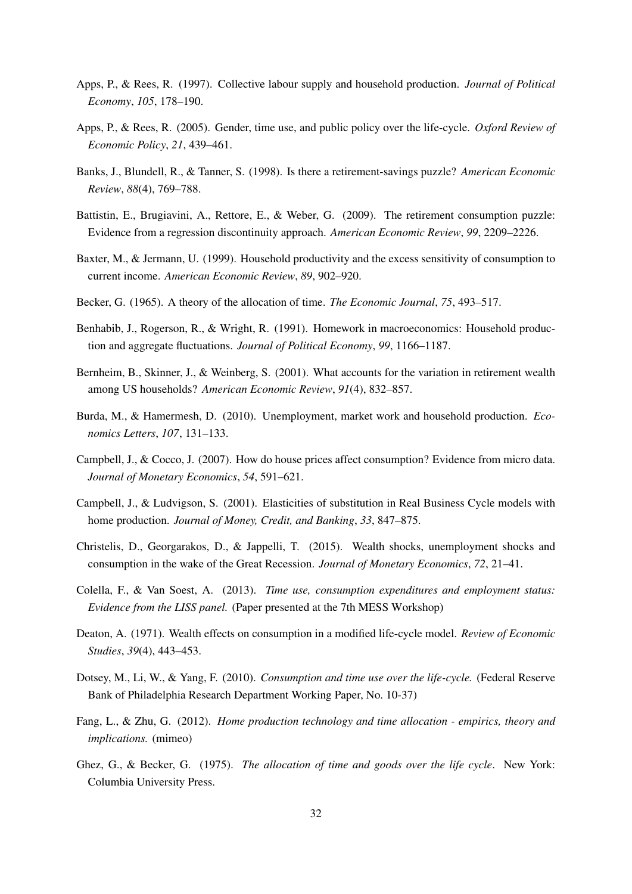Apps, P., & Rees, R. (1997). Collective labour supply and household production. *Journal of Political Economy*, *105*, 178–190.

Apps, P., & Rees, R. (2005). Gender, time use, and public policy over the life-cycle. *Oxford Review of Economic Policy*, *21*, 439–461.

Banks, J., Blundell, R., & Tanner, S. (1998). Is there a retirement-savings puzzle? *American Economic Review*, *88*(4), 769–788.

Battistin, E., Brugiavini, A., Rettore, E., & Weber, G. (2009). The retirement consumption puzzle: Evidence from a regression discontinuity approach. *American Economic Review*, *99*, 2209–2226.

Baxter, M., & Jermann, U. (1999). Household productivity and the excess sensitivity of consumption to current income. *American Economic Review*, *89*, 902–920.

Becker, G. (1965). A theory of the allocation of time. *The Economic Journal*, *75*, 493–517.

Benhabib, J., Rogerson, R., & Wright, R. (1991). Homework in macroeconomics: Household production and aggregate fluctuations. *Journal of Political Economy*, *99*, 1166–1187.

Bernheim, B., Skinner, J., & Weinberg, S. (2001). What accounts for the variation in retirement wealth among US households? *American Economic Review*, *91*(4), 832–857.

Burda, M., & Hamermesh, D. (2010). Unemployment, market work and household production. *Economics Letters*, *107*, 131–133.

Campbell, J., & Cocco, J. (2007). How do house prices affect consumption? Evidence from micro data. *Journal of Monetary Economics*, *54*, 591–621.

Campbell, J., & Ludvigson, S. (2001). Elasticities of substitution in Real Business Cycle models with home production. *Journal of Money, Credit, and Banking*, *33*, 847–875.

Christelis, D., Georgarakos, D., & Jappelli, T. (2015). Wealth shocks, unemployment shocks and consumption in the wake of the Great Recession. *Journal of Monetary Economics*, *72*, 21–41.

Colella, F., & Van Soest, A. (2013). *Time use, consumption expenditures and employment status: Evidence from the LISS panel.* (Paper presented at the 7th MESS Workshop)

Deaton, A. (1971). Wealth effects on consumption in a modified life-cycle model. *Review of Economic Studies*, *39*(4), 443–453.

Dotsey, M., Li, W., & Yang, F. (2010). *Consumption and time use over the life-cycle.* (Federal Reserve Bank of Philadelphia Research Department Working Paper, No. 10-37)

Fang, L., & Zhu, G. (2012). *Home production technology and time allocation - empirics, theory and implications.* (mimeo)

Ghez, G., & Becker, G. (1975). *The allocation of time and goods over the life cycle*. New York: Columbia University Press.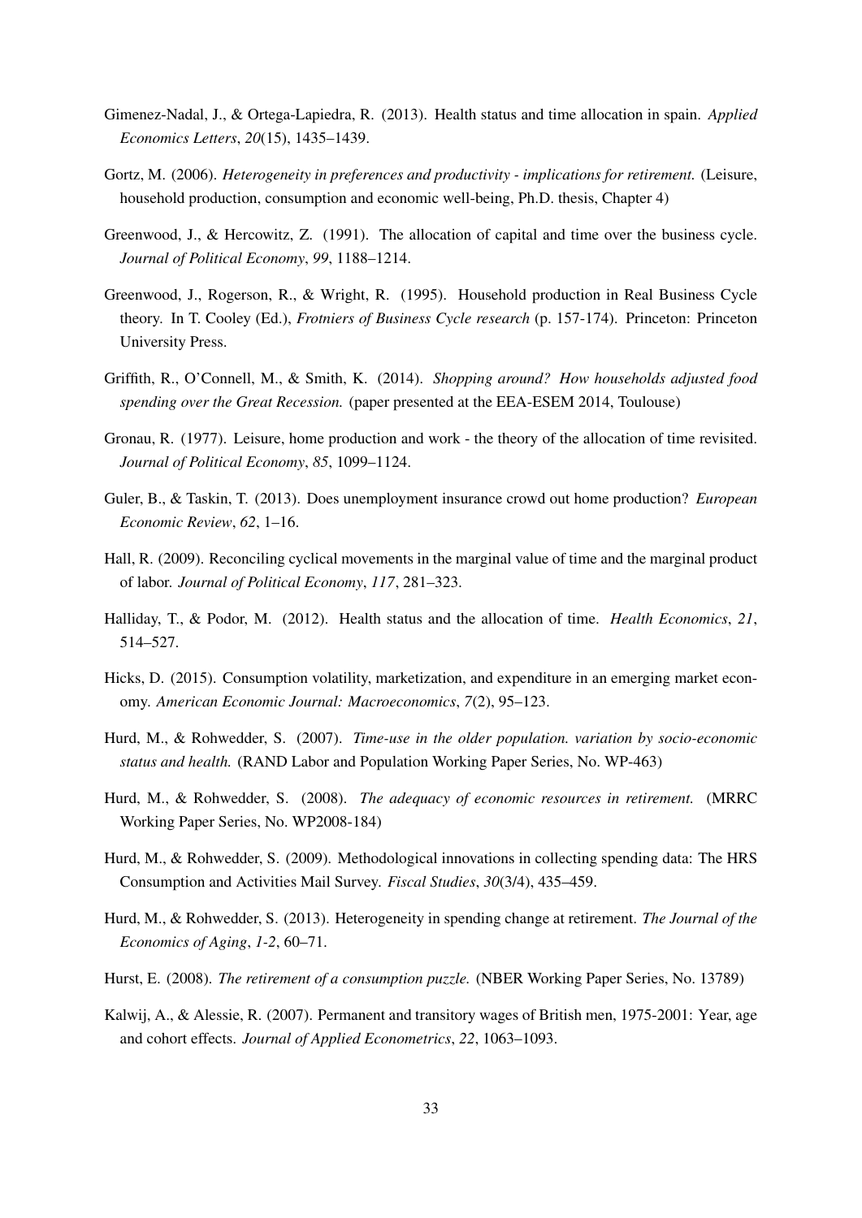Gimenez-Nadal, J., & Ortega-Lapiedra, R. (2013). Health status and time allocation in spain. *Applied Economics Letters*, *20*(15), 1435–1439.

Gortz, M. (2006). *Heterogeneity in preferences and productivity - implications for retirement.* (Leisure, household production, consumption and economic well-being, Ph.D. thesis, Chapter 4)

Greenwood, J., & Hercowitz, Z. (1991). The allocation of capital and time over the business cycle. *Journal of Political Economy*, *99*, 1188–1214.

Greenwood, J., Rogerson, R., & Wright, R. (1995). Household production in Real Business Cycle theory. In T. Cooley (Ed.), *Frotniers of Business Cycle research* (p. 157-174). Princeton: Princeton University Press.

Griffith, R., O'Connell, M., & Smith, K. (2014). *Shopping around? How households adjusted food spending over the Great Recession.* (paper presented at the EEA-ESEM 2014, Toulouse)

Gronau, R. (1977). Leisure, home production and work - the theory of the allocation of time revisited. *Journal of Political Economy*, *85*, 1099–1124.

Guler, B., & Taskin, T. (2013). Does unemployment insurance crowd out home production? *European Economic Review*, *62*, 1–16.

Hall, R. (2009). Reconciling cyclical movements in the marginal value of time and the marginal product of labor. *Journal of Political Economy*, *117*, 281–323.

Halliday, T., & Podor, M. (2012). Health status and the allocation of time. *Health Economics*, *21*, 514–527.

Hicks, D. (2015). Consumption volatility, marketization, and expenditure in an emerging market economy. *American Economic Journal: Macroeconomics*, *7*(2), 95–123.

Hurd, M., & Rohwedder, S. (2007). *Time-use in the older population. variation by socio-economic status and health.* (RAND Labor and Population Working Paper Series, No. WP-463)

Hurd, M., & Rohwedder, S. (2008). *The adequacy of economic resources in retirement.* (MRRC Working Paper Series, No. WP2008-184)

Hurd, M., & Rohwedder, S. (2009). Methodological innovations in collecting spending data: The HRS Consumption and Activities Mail Survey. *Fiscal Studies*, *30*(3/4), 435–459.

Hurd, M., & Rohwedder, S. (2013). Heterogeneity in spending change at retirement. *The Journal of the Economics of Aging*, *1-2*, 60–71.

Hurst, E. (2008). *The retirement of a consumption puzzle.* (NBER Working Paper Series, No. 13789)

Kalwij, A., & Alessie, R. (2007). Permanent and transitory wages of British men, 1975-2001: Year, age and cohort effects. *Journal of Applied Econometrics*, *22*, 1063–1093.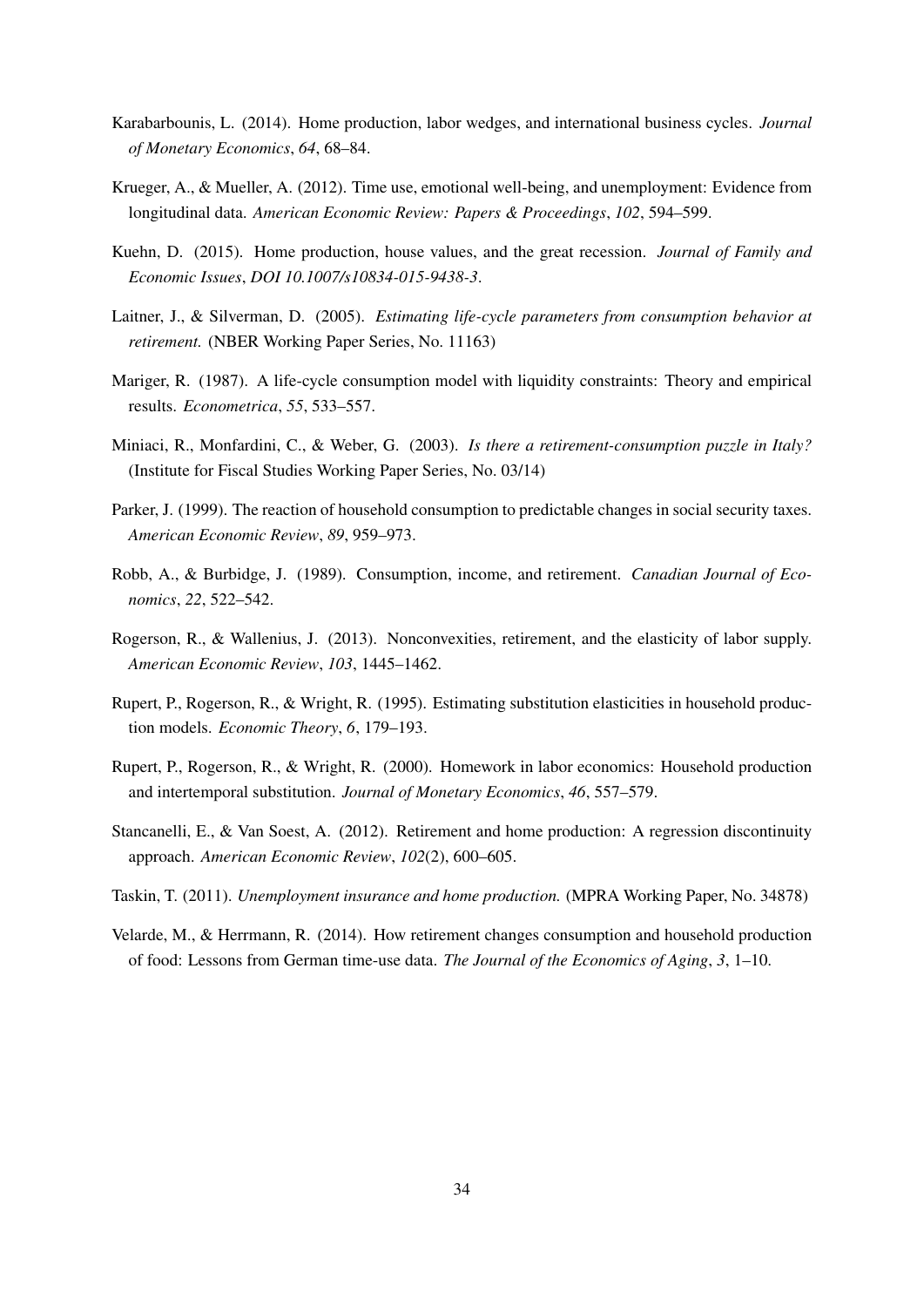Karabarbounis, L. (2014). Home production, labor wedges, and international business cycles. *Journal of Monetary Economics*, *64*, 68–84.

Krueger, A., & Mueller, A. (2012). Time use, emotional well-being, and unemployment: Evidence from longitudinal data. *American Economic Review: Papers & Proceedings*, *102*, 594–599.

Kuehn, D. (2015). Home production, house values, and the great recession. *Journal of Family and Economic Issues*, *DOI 10.1007/s10834-015-9438-3*.

Laitner, J., & Silverman, D. (2005). *Estimating life-cycle parameters from consumption behavior at retirement.* (NBER Working Paper Series, No. 11163)

Mariger, R. (1987). A life-cycle consumption model with liquidity constraints: Theory and empirical results. *Econometrica*, *55*, 533–557.

Miniaci, R., Monfardini, C., & Weber, G. (2003). *Is there a retirement-consumption puzzle in Italy?* (Institute for Fiscal Studies Working Paper Series, No. 03/14)

Parker, J. (1999). The reaction of household consumption to predictable changes in social security taxes. *American Economic Review*, *89*, 959–973.

Robb, A., & Burbidge, J. (1989). Consumption, income, and retirement. *Canadian Journal of Economics*, *22*, 522–542.

Rogerson, R., & Wallenius, J. (2013). Nonconvexities, retirement, and the elasticity of labor supply. *American Economic Review*, *103*, 1445–1462.

Rupert, P., Rogerson, R., & Wright, R. (1995). Estimating substitution elasticities in household production models. *Economic Theory*, *6*, 179–193.

Rupert, P., Rogerson, R., & Wright, R. (2000). Homework in labor economics: Household production and intertemporal substitution. *Journal of Monetary Economics*, *46*, 557–579.

Stancanelli, E., & Van Soest, A. (2012). Retirement and home production: A regression discontinuity approach. *American Economic Review*, *102*(2), 600–605.

Taskin, T. (2011). *Unemployment insurance and home production.* (MPRA Working Paper, No. 34878)

Velarde, M., & Herrmann, R. (2014). How retirement changes consumption and household production of food: Lessons from German time-use data. *The Journal of the Economics of Aging*, *3*, 1–10.